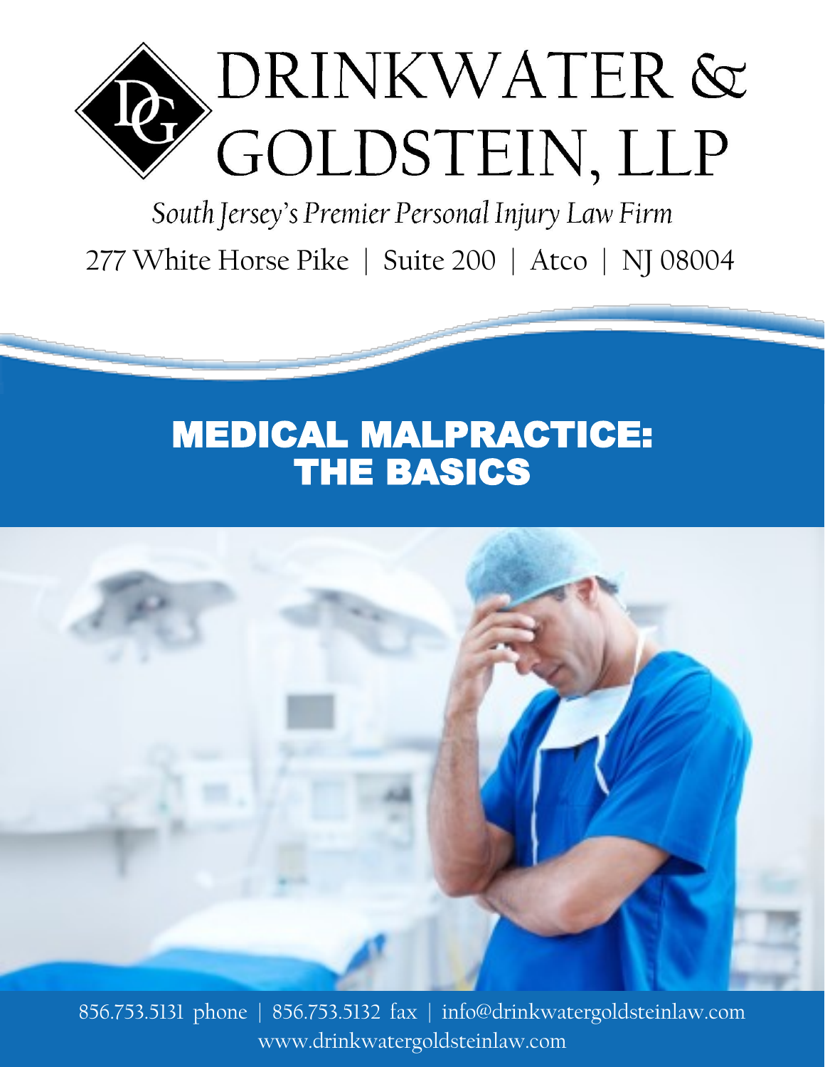# DRINKWATER & GOLDSTEIN, LLP

*South Jersey's Premier Personal Injury Law Firm*

277 White Horse Pike | Suite 200 | Atco | NJ 08004

# MEDICAL MALPRACTICE: THE BASICS

856.753.5131 phone | 856.753.5132 fax | info@drinkwatergoldsteinlaw.com
www.drinkwatergoldsteinlaw.com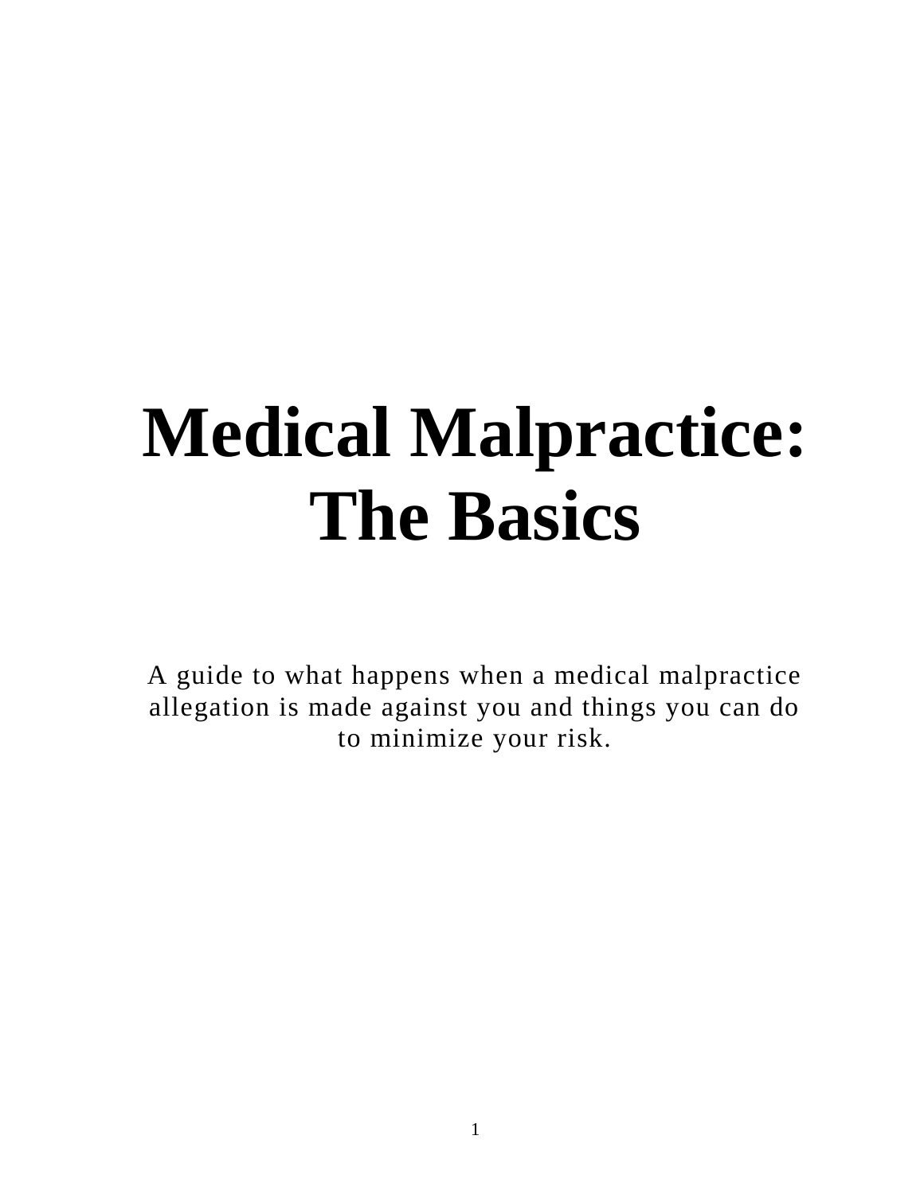# Medical Malpractice: The Basics

A guide to what happens when a medical malpractice allegation is made against you and things you can do to minimize your risk.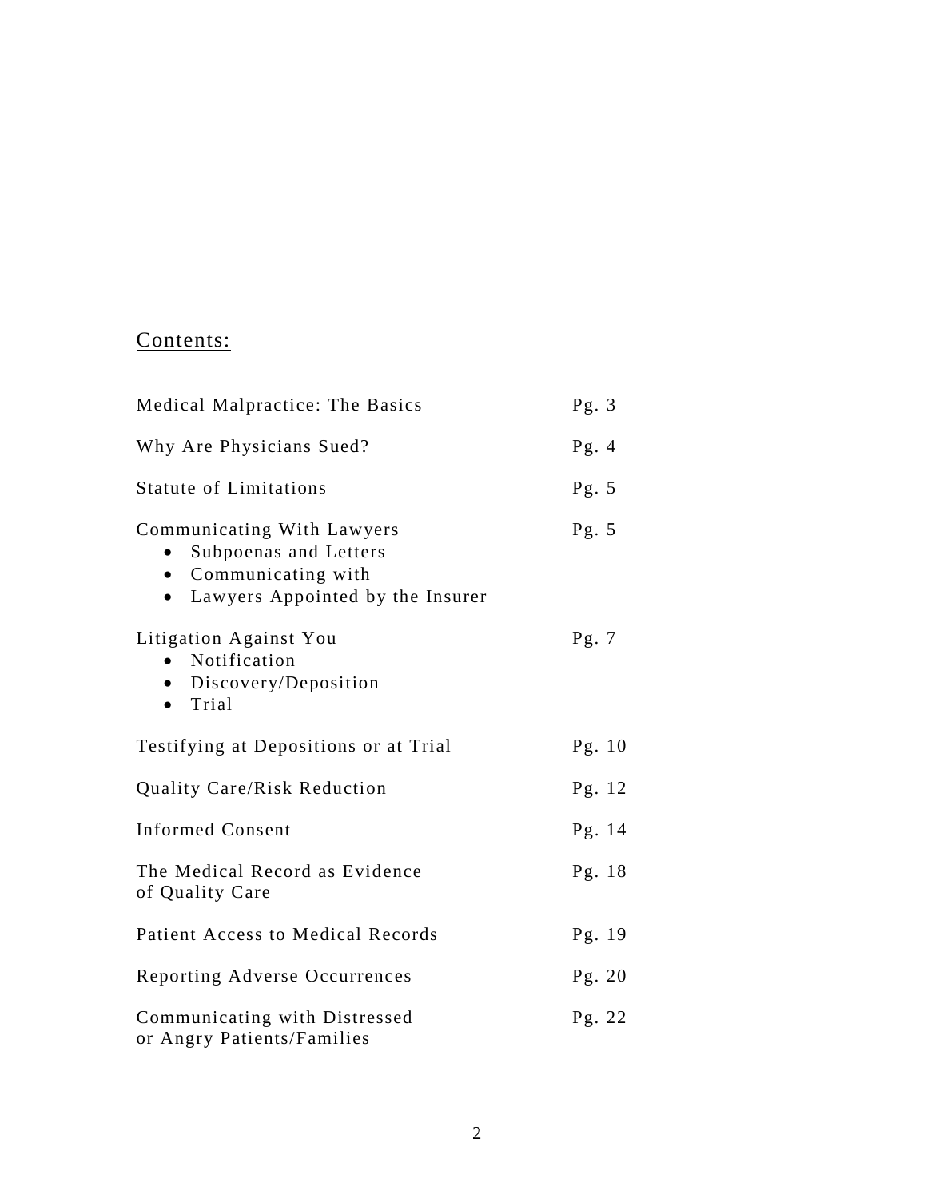## Contents:

| | |
|---|---|
| Medical Malpractice: The Basics | Pg. 3 |
| Why Are Physicians Sued? | Pg. 4 |
| Statute of Limitations | Pg. 5 |
| Communicating With Lawyers<br>• Subpoenas and Letters<br>• Communicating with<br>• Lawyers Appointed by the Insurer | Pg. 5 |
| Litigation Against You<br>• Notification<br>• Discovery/Deposition<br>• Trial | Pg. 7 |
| Testifying at Depositions or at Trial | Pg. 10 |
| Quality Care/Risk Reduction | Pg. 12 |
| Informed Consent | Pg. 14 |
| The Medical Record as Evidence of Quality Care | Pg. 18 |
| Patient Access to Medical Records | Pg. 19 |
| Reporting Adverse Occurrences | Pg. 20 |
| Communicating with Distressed or Angry Patients/Families | Pg. 22 |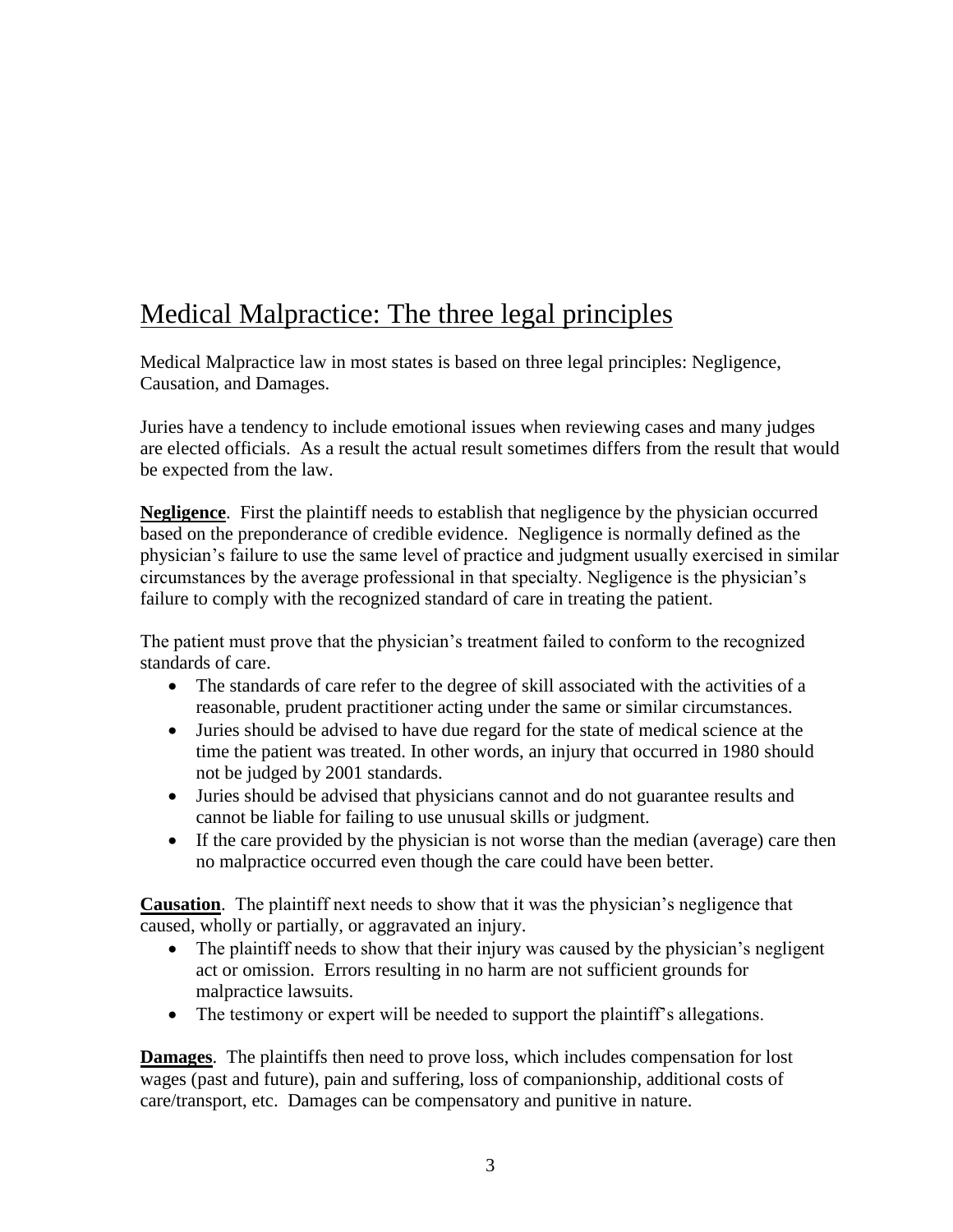# Medical Malpractice: The three legal principles

Medical Malpractice law in most states is based on three legal principles: Negligence, Causation, and Damages.

Juries have a tendency to include emotional issues when reviewing cases and many judges are elected officials. As a result the actual result sometimes differs from the result that would be expected from the law.

**Negligence**. First the plaintiff needs to establish that negligence by the physician occurred based on the preponderance of credible evidence. Negligence is normally defined as the physician's failure to use the same level of practice and judgment usually exercised in similar circumstances by the average professional in that specialty. Negligence is the physician's failure to comply with the recognized standard of care in treating the patient.

The patient must prove that the physician's treatment failed to conform to the recognized standards of care.

- The standards of care refer to the degree of skill associated with the activities of a reasonable, prudent practitioner acting under the same or similar circumstances.
- Juries should be advised to have due regard for the state of medical science at the time the patient was treated. In other words, an injury that occurred in 1980 should not be judged by 2001 standards.
- Juries should be advised that physicians cannot and do not guarantee results and cannot be liable for failing to use unusual skills or judgment.
- If the care provided by the physician is not worse than the median (average) care then no malpractice occurred even though the care could have been better.

**Causation**. The plaintiff next needs to show that it was the physician's negligence that caused, wholly or partially, or aggravated an injury.

- The plaintiff needs to show that their injury was caused by the physician's negligent act or omission. Errors resulting in no harm are not sufficient grounds for malpractice lawsuits.
- The testimony or expert will be needed to support the plaintiff's allegations.

**Damages**. The plaintiffs then need to prove loss, which includes compensation for lost wages (past and future), pain and suffering, loss of companionship, additional costs of care/transport, etc. Damages can be compensatory and punitive in nature.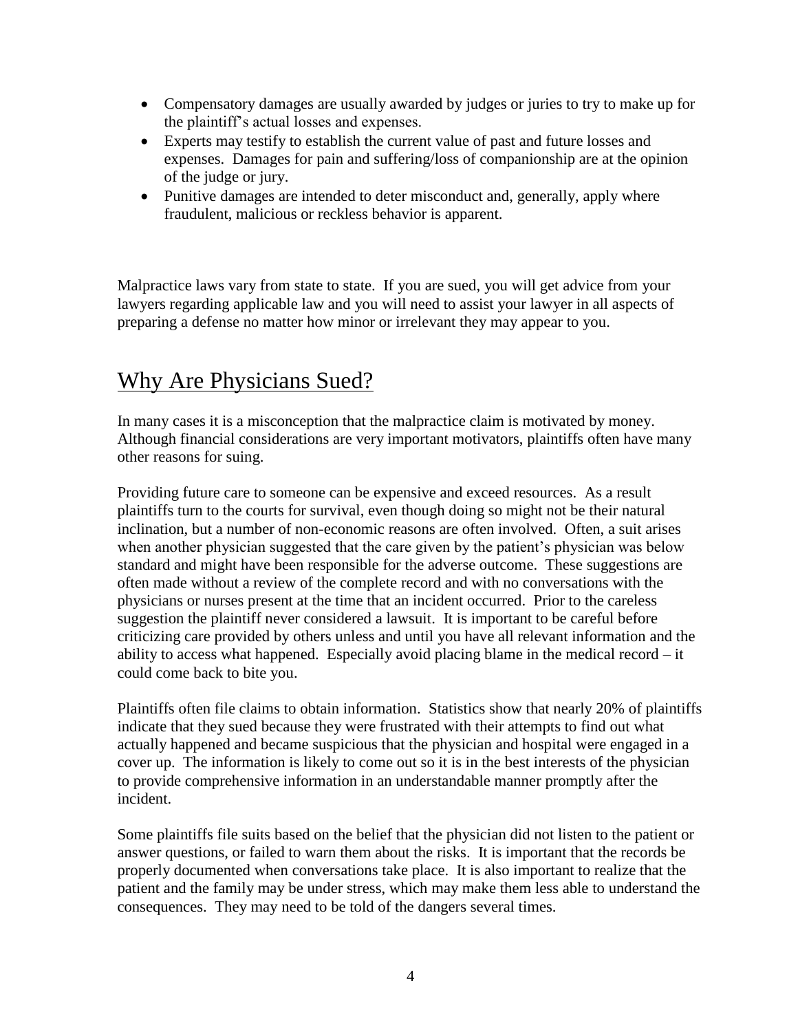- Compensatory damages are usually awarded by judges or juries to try to make up for the plaintiff's actual losses and expenses.
- Experts may testify to establish the current value of past and future losses and expenses. Damages for pain and suffering/loss of companionship are at the opinion of the judge or jury.
- Punitive damages are intended to deter misconduct and, generally, apply where fraudulent, malicious or reckless behavior is apparent.

Malpractice laws vary from state to state. If you are sued, you will get advice from your lawyers regarding applicable law and you will need to assist your lawyer in all aspects of preparing a defense no matter how minor or irrelevant they may appear to you.

## Why Are Physicians Sued?

In many cases it is a misconception that the malpractice claim is motivated by money. Although financial considerations are very important motivators, plaintiffs often have many other reasons for suing.

Providing future care to someone can be expensive and exceed resources. As a result plaintiffs turn to the courts for survival, even though doing so might not be their natural inclination, but a number of non-economic reasons are often involved. Often, a suit arises when another physician suggested that the care given by the patient's physician was below standard and might have been responsible for the adverse outcome. These suggestions are often made without a review of the complete record and with no conversations with the physicians or nurses present at the time that an incident occurred. Prior to the careless suggestion the plaintiff never considered a lawsuit. It is important to be careful before criticizing care provided by others unless and until you have all relevant information and the ability to access what happened. Especially avoid placing blame in the medical record – it could come back to bite you.

Plaintiffs often file claims to obtain information. Statistics show that nearly 20% of plaintiffs indicate that they sued because they were frustrated with their attempts to find out what actually happened and became suspicious that the physician and hospital were engaged in a cover up. The information is likely to come out so it is in the best interests of the physician to provide comprehensive information in an understandable manner promptly after the incident.

Some plaintiffs file suits based on the belief that the physician did not listen to the patient or answer questions, or failed to warn them about the risks. It is important that the records be properly documented when conversations take place. It is also important to realize that the patient and the family may be under stress, which may make them less able to understand the consequences. They may need to be told of the dangers several times.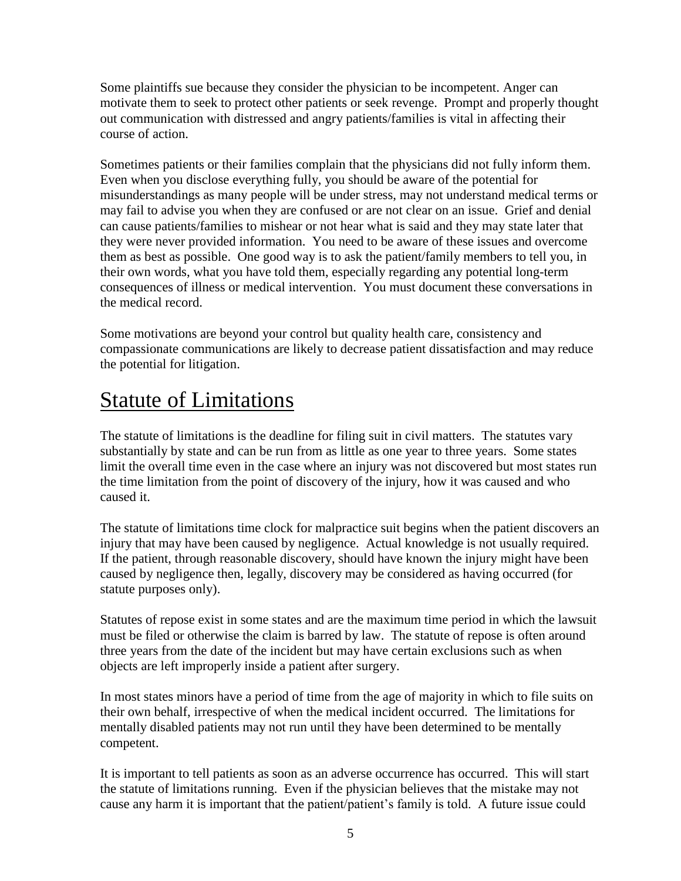Some plaintiffs sue because they consider the physician to be incompetent. Anger can motivate them to seek to protect other patients or seek revenge. Prompt and properly thought out communication with distressed and angry patients/families is vital in affecting their course of action.

Sometimes patients or their families complain that the physicians did not fully inform them. Even when you disclose everything fully, you should be aware of the potential for misunderstandings as many people will be under stress, may not understand medical terms or may fail to advise you when they are confused or are not clear on an issue. Grief and denial can cause patients/families to mishear or not hear what is said and they may state later that they were never provided information. You need to be aware of these issues and overcome them as best as possible. One good way is to ask the patient/family members to tell you, in their own words, what you have told them, especially regarding any potential long-term consequences of illness or medical intervention. You must document these conversations in the medical record.

Some motivations are beyond your control but quality health care, consistency and compassionate communications are likely to decrease patient dissatisfaction and may reduce the potential for litigation.

# Statute of Limitations

The statute of limitations is the deadline for filing suit in civil matters. The statutes vary substantially by state and can be run from as little as one year to three years. Some states limit the overall time even in the case where an injury was not discovered but most states run the time limitation from the point of discovery of the injury, how it was caused and who caused it.

The statute of limitations time clock for malpractice suit begins when the patient discovers an injury that may have been caused by negligence. Actual knowledge is not usually required. If the patient, through reasonable discovery, should have known the injury might have been caused by negligence then, legally, discovery may be considered as having occurred (for statute purposes only).

Statutes of repose exist in some states and are the maximum time period in which the lawsuit must be filed or otherwise the claim is barred by law. The statute of repose is often around three years from the date of the incident but may have certain exclusions such as when objects are left improperly inside a patient after surgery.

In most states minors have a period of time from the age of majority in which to file suits on their own behalf, irrespective of when the medical incident occurred. The limitations for mentally disabled patients may not run until they have been determined to be mentally competent.

It is important to tell patients as soon as an adverse occurrence has occurred. This will start the statute of limitations running. Even if the physician believes that the mistake may not cause any harm it is important that the patient/patient's family is told. A future issue could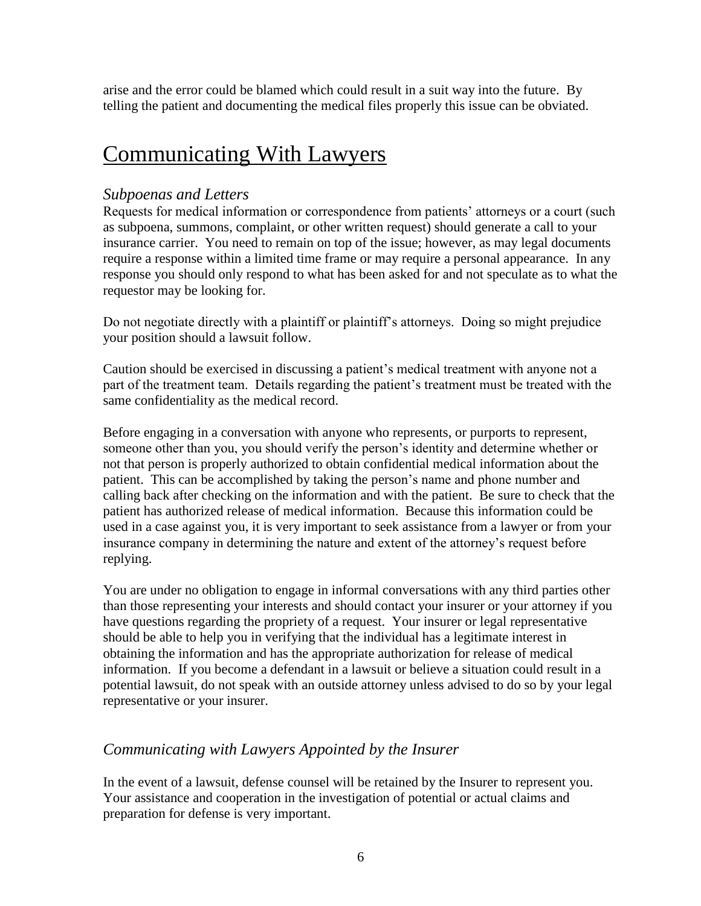arise and the error could be blamed which could result in a suit way into the future. By telling the patient and documenting the medical files properly this issue can be obviated.

# Communicating With Lawyers

### *Subpoenas and Letters*

Requests for medical information or correspondence from patients' attorneys or a court (such as subpoena, summons, complaint, or other written request) should generate a call to your insurance carrier. You need to remain on top of the issue; however, as may legal documents require a response within a limited time frame or may require a personal appearance. In any response you should only respond to what has been asked for and not speculate as to what the requestor may be looking for.

Do not negotiate directly with a plaintiff or plaintiff's attorneys. Doing so might prejudice your position should a lawsuit follow.

Caution should be exercised in discussing a patient's medical treatment with anyone not a part of the treatment team. Details regarding the patient's treatment must be treated with the same confidentiality as the medical record.

Before engaging in a conversation with anyone who represents, or purports to represent, someone other than you, you should verify the person's identity and determine whether or not that person is properly authorized to obtain confidential medical information about the patient. This can be accomplished by taking the person's name and phone number and calling back after checking on the information and with the patient. Be sure to check that the patient has authorized release of medical information. Because this information could be used in a case against you, it is very important to seek assistance from a lawyer or from your insurance company in determining the nature and extent of the attorney's request before replying.

You are under no obligation to engage in informal conversations with any third parties other than those representing your interests and should contact your insurer or your attorney if you have questions regarding the propriety of a request. Your insurer or legal representative should be able to help you in verifying that the individual has a legitimate interest in obtaining the information and has the appropriate authorization for release of medical information. If you become a defendant in a lawsuit or believe a situation could result in a potential lawsuit, do not speak with an outside attorney unless advised to do so by your legal representative or your insurer.

### *Communicating with Lawyers Appointed by the Insurer*

In the event of a lawsuit, defense counsel will be retained by the Insurer to represent you. Your assistance and cooperation in the investigation of potential or actual claims and preparation for defense is very important.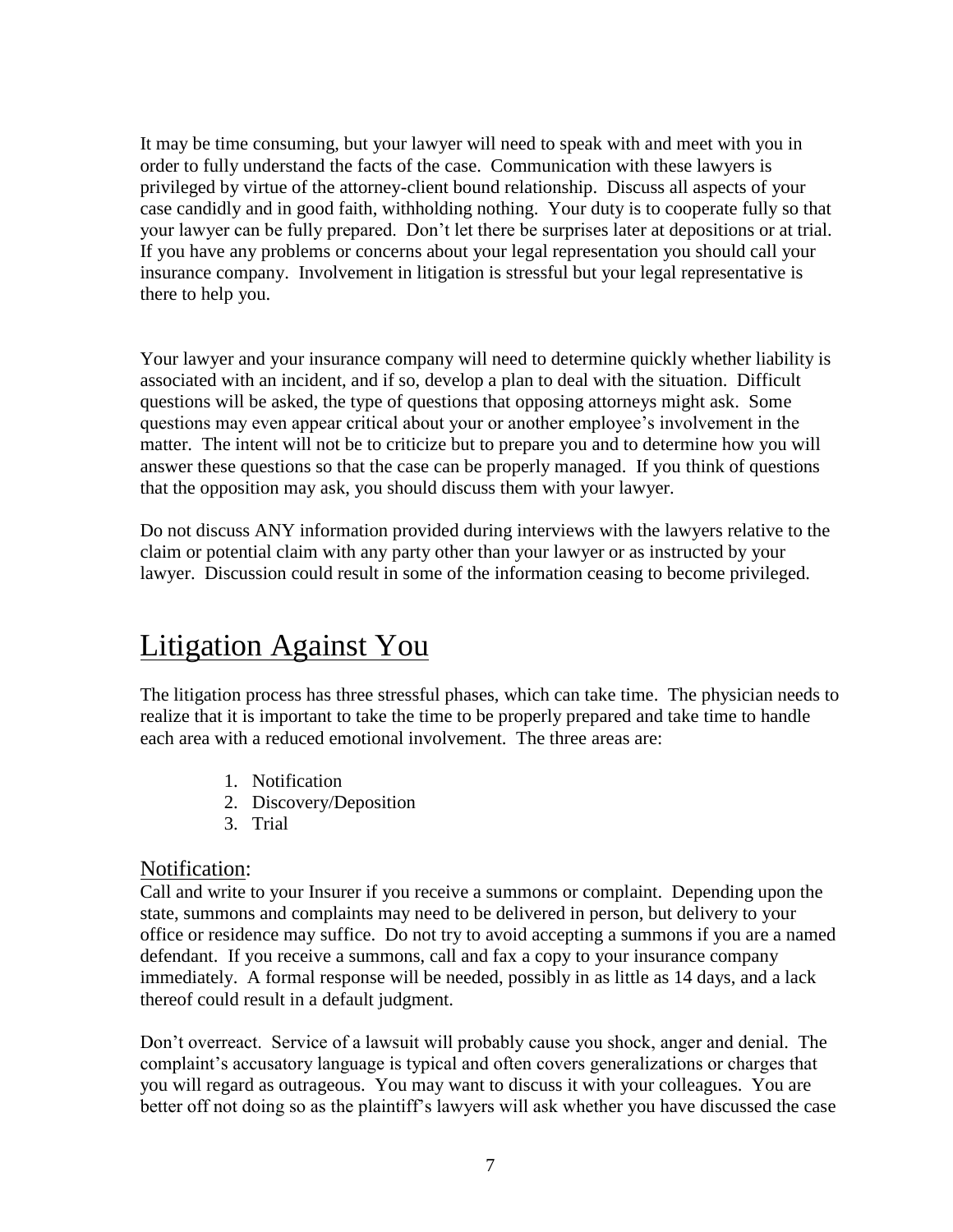It may be time consuming, but your lawyer will need to speak with and meet with you in order to fully understand the facts of the case. Communication with these lawyers is privileged by virtue of the attorney-client bound relationship. Discuss all aspects of your case candidly and in good faith, withholding nothing. Your duty is to cooperate fully so that your lawyer can be fully prepared. Don't let there be surprises later at depositions or at trial. If you have any problems or concerns about your legal representation you should call your insurance company. Involvement in litigation is stressful but your legal representative is there to help you.

Your lawyer and your insurance company will need to determine quickly whether liability is associated with an incident, and if so, develop a plan to deal with the situation. Difficult questions will be asked, the type of questions that opposing attorneys might ask. Some questions may even appear critical about your or another employee's involvement in the matter. The intent will not be to criticize but to prepare you and to determine how you will answer these questions so that the case can be properly managed. If you think of questions that the opposition may ask, you should discuss them with your lawyer.

Do not discuss ANY information provided during interviews with the lawyers relative to the claim or potential claim with any party other than your lawyer or as instructed by your lawyer. Discussion could result in some of the information ceasing to become privileged.

# Litigation Against You

The litigation process has three stressful phases, which can take time. The physician needs to realize that it is important to take the time to be properly prepared and take time to handle each area with a reduced emotional involvement. The three areas are:

1. Notification
2. Discovery/Deposition
3. Trial

## Notification:

Call and write to your Insurer if you receive a summons or complaint. Depending upon the state, summons and complaints may need to be delivered in person, but delivery to your office or residence may suffice. Do not try to avoid accepting a summons if you are a named defendant. If you receive a summons, call and fax a copy to your insurance company immediately. A formal response will be needed, possibly in as little as 14 days, and a lack thereof could result in a default judgment.

Don't overreact. Service of a lawsuit will probably cause you shock, anger and denial. The complaint's accusatory language is typical and often covers generalizations or charges that you will regard as outrageous. You may want to discuss it with your colleagues. You are better off not doing so as the plaintiff's lawyers will ask whether you have discussed the case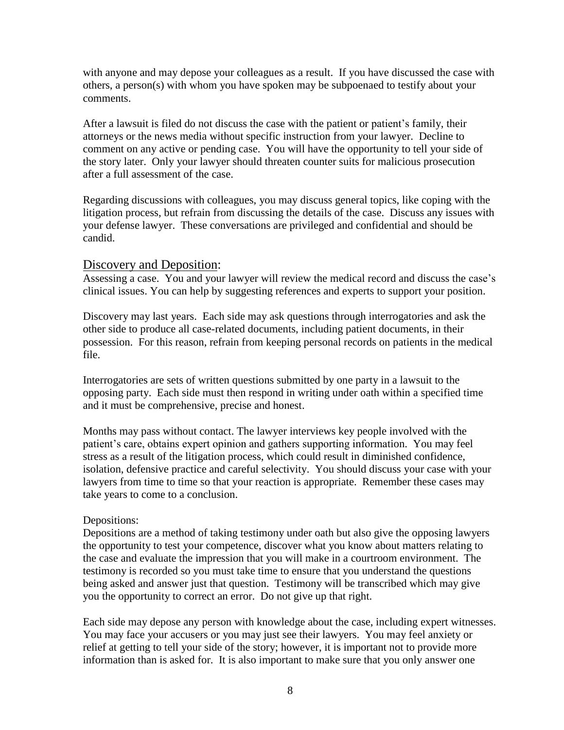with anyone and may depose your colleagues as a result. If you have discussed the case with others, a person(s) with whom you have spoken may be subpoenaed to testify about your comments.

After a lawsuit is filed do not discuss the case with the patient or patient's family, their attorneys or the news media without specific instruction from your lawyer. Decline to comment on any active or pending case. You will have the opportunity to tell your side of the story later. Only your lawyer should threaten counter suits for malicious prosecution after a full assessment of the case.

Regarding discussions with colleagues, you may discuss general topics, like coping with the litigation process, but refrain from discussing the details of the case. Discuss any issues with your defense lawyer. These conversations are privileged and confidential and should be candid.

## Discovery and Deposition:

Assessing a case. You and your lawyer will review the medical record and discuss the case's clinical issues. You can help by suggesting references and experts to support your position.

Discovery may last years. Each side may ask questions through interrogatories and ask the other side to produce all case-related documents, including patient documents, in their possession. For this reason, refrain from keeping personal records on patients in the medical file.

Interrogatories are sets of written questions submitted by one party in a lawsuit to the opposing party. Each side must then respond in writing under oath within a specified time and it must be comprehensive, precise and honest.

Months may pass without contact. The lawyer interviews key people involved with the patient's care, obtains expert opinion and gathers supporting information. You may feel stress as a result of the litigation process, which could result in diminished confidence, isolation, defensive practice and careful selectivity. You should discuss your case with your lawyers from time to time so that your reaction is appropriate. Remember these cases may take years to come to a conclusion.

Depositions:

Depositions are a method of taking testimony under oath but also give the opposing lawyers the opportunity to test your competence, discover what you know about matters relating to the case and evaluate the impression that you will make in a courtroom environment. The testimony is recorded so you must take time to ensure that you understand the questions being asked and answer just that question. Testimony will be transcribed which may give you the opportunity to correct an error. Do not give up that right.

Each side may depose any person with knowledge about the case, including expert witnesses. You may face your accusers or you may just see their lawyers. You may feel anxiety or relief at getting to tell your side of the story; however, it is important not to provide more information than is asked for. It is also important to make sure that you only answer one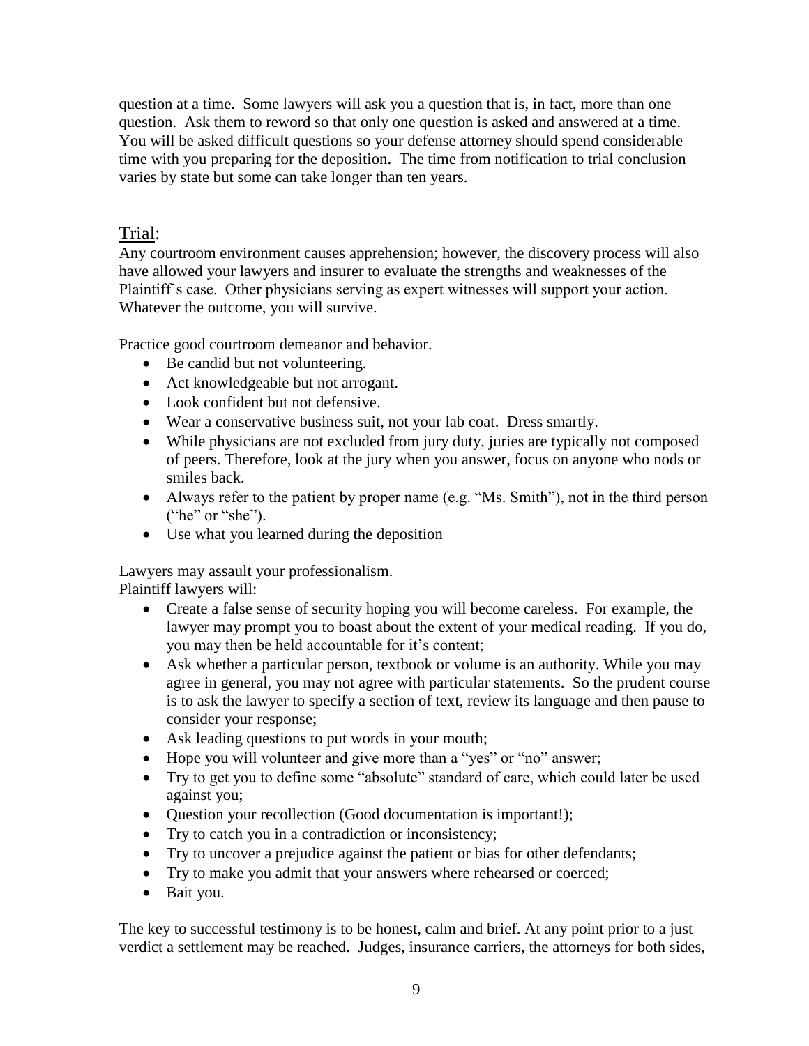question at a time. Some lawyers will ask you a question that is, in fact, more than one question. Ask them to reword so that only one question is asked and answered at a time. You will be asked difficult questions so your defense attorney should spend considerable time with you preparing for the deposition. The time from notification to trial conclusion varies by state but some can take longer than ten years.

## Trial:

Any courtroom environment causes apprehension; however, the discovery process will also have allowed your lawyers and insurer to evaluate the strengths and weaknesses of the Plaintiff's case. Other physicians serving as expert witnesses will support your action. Whatever the outcome, you will survive.

Practice good courtroom demeanor and behavior.

- Be candid but not volunteering.
- Act knowledgeable but not arrogant.
- Look confident but not defensive.
- Wear a conservative business suit, not your lab coat. Dress smartly.
- While physicians are not excluded from jury duty, juries are typically not composed of peers. Therefore, look at the jury when you answer, focus on anyone who nods or smiles back.
- Always refer to the patient by proper name (e.g. "Ms. Smith"), not in the third person ("he" or "she").
- Use what you learned during the deposition

Lawyers may assault your professionalism.
Plaintiff lawyers will:

- Create a false sense of security hoping you will become careless. For example, the lawyer may prompt you to boast about the extent of your medical reading. If you do, you may then be held accountable for it's content;
- Ask whether a particular person, textbook or volume is an authority. While you may agree in general, you may not agree with particular statements. So the prudent course is to ask the lawyer to specify a section of text, review its language and then pause to consider your response;
- Ask leading questions to put words in your mouth;
- Hope you will volunteer and give more than a "yes" or "no" answer;
- Try to get you to define some "absolute" standard of care, which could later be used against you;
- Question your recollection (Good documentation is important!);
- Try to catch you in a contradiction or inconsistency;
- Try to uncover a prejudice against the patient or bias for other defendants;
- Try to make you admit that your answers where rehearsed or coerced;
- Bait you.

The key to successful testimony is to be honest, calm and brief. At any point prior to a just verdict a settlement may be reached. Judges, insurance carriers, the attorneys for both sides,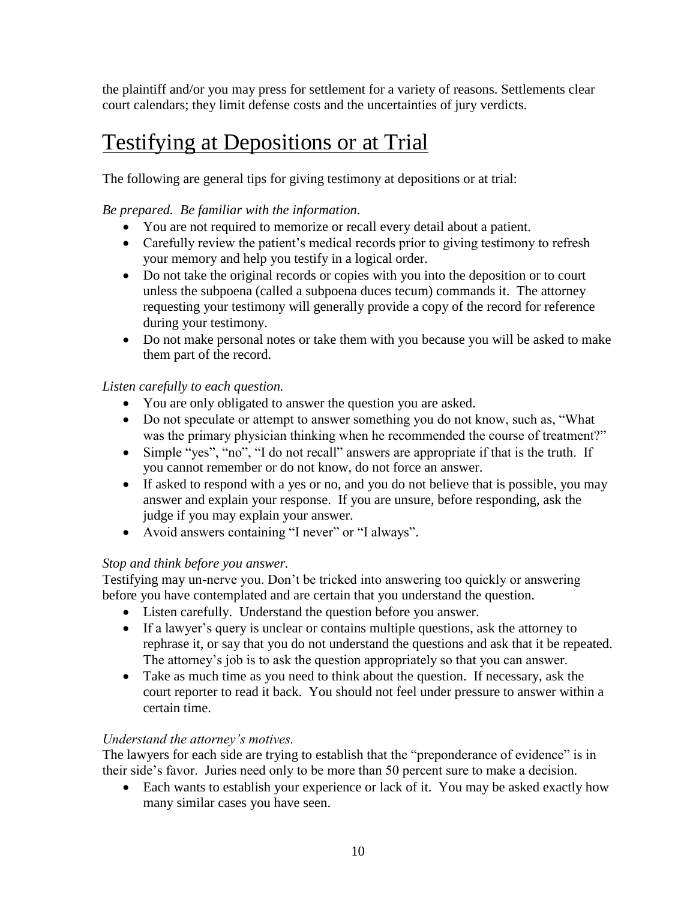the plaintiff and/or you may press for settlement for a variety of reasons. Settlements clear court calendars; they limit defense costs and the uncertainties of jury verdicts.

# Testifying at Depositions or at Trial

The following are general tips for giving testimony at depositions or at trial:

*Be prepared. Be familiar with the information.*

- You are not required to memorize or recall every detail about a patient.
- Carefully review the patient's medical records prior to giving testimony to refresh your memory and help you testify in a logical order.
- Do not take the original records or copies with you into the deposition or to court unless the subpoena (called a subpoena duces tecum) commands it. The attorney requesting your testimony will generally provide a copy of the record for reference during your testimony.
- Do not make personal notes or take them with you because you will be asked to make them part of the record.

*Listen carefully to each question.*

- You are only obligated to answer the question you are asked.
- Do not speculate or attempt to answer something you do not know, such as, "What was the primary physician thinking when he recommended the course of treatment?"
- Simple "yes", "no", "I do not recall" answers are appropriate if that is the truth. If you cannot remember or do not know, do not force an answer.
- If asked to respond with a yes or no, and you do not believe that is possible, you may answer and explain your response. If you are unsure, before responding, ask the judge if you may explain your answer.
- Avoid answers containing "I never" or "I always".

*Stop and think before you answer.*

Testifying may un-nerve you. Don't be tricked into answering too quickly or answering before you have contemplated and are certain that you understand the question.

- Listen carefully. Understand the question before you answer.
- If a lawyer's query is unclear or contains multiple questions, ask the attorney to rephrase it, or say that you do not understand the questions and ask that it be repeated. The attorney's job is to ask the question appropriately so that you can answer.
- Take as much time as you need to think about the question. If necessary, ask the court reporter to read it back. You should not feel under pressure to answer within a certain time.

*Understand the attorney's motives.*

The lawyers for each side are trying to establish that the "preponderance of evidence" is in their side's favor. Juries need only to be more than 50 percent sure to make a decision.

- Each wants to establish your experience or lack of it. You may be asked exactly how many similar cases you have seen.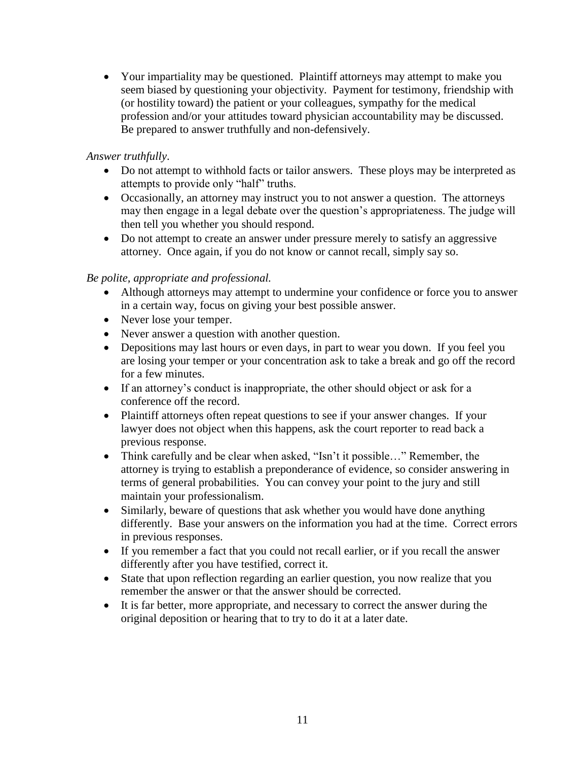- Your impartiality may be questioned. Plaintiff attorneys may attempt to make you seem biased by questioning your objectivity. Payment for testimony, friendship with (or hostility toward) the patient or your colleagues, sympathy for the medical profession and/or your attitudes toward physician accountability may be discussed. Be prepared to answer truthfully and non-defensively.

*Answer truthfully*.

- Do not attempt to withhold facts or tailor answers. These ploys may be interpreted as attempts to provide only "half" truths.
- Occasionally, an attorney may instruct you to not answer a question. The attorneys may then engage in a legal debate over the question's appropriateness. The judge will then tell you whether you should respond.
- Do not attempt to create an answer under pressure merely to satisfy an aggressive attorney. Once again, if you do not know or cannot recall, simply say so.

*Be polite, appropriate and professional.*

- Although attorneys may attempt to undermine your confidence or force you to answer in a certain way, focus on giving your best possible answer.
- Never lose your temper.
- Never answer a question with another question.
- Depositions may last hours or even days, in part to wear you down. If you feel you are losing your temper or your concentration ask to take a break and go off the record for a few minutes.
- If an attorney's conduct is inappropriate, the other should object or ask for a conference off the record.
- Plaintiff attorneys often repeat questions to see if your answer changes. If your lawyer does not object when this happens, ask the court reporter to read back a previous response.
- Think carefully and be clear when asked, "Isn't it possible…" Remember, the attorney is trying to establish a preponderance of evidence, so consider answering in terms of general probabilities. You can convey your point to the jury and still maintain your professionalism.
- Similarly, beware of questions that ask whether you would have done anything differently. Base your answers on the information you had at the time. Correct errors in previous responses.
- If you remember a fact that you could not recall earlier, or if you recall the answer differently after you have testified, correct it.
- State that upon reflection regarding an earlier question, you now realize that you remember the answer or that the answer should be corrected.
- It is far better, more appropriate, and necessary to correct the answer during the original deposition or hearing that to try to do it at a later date.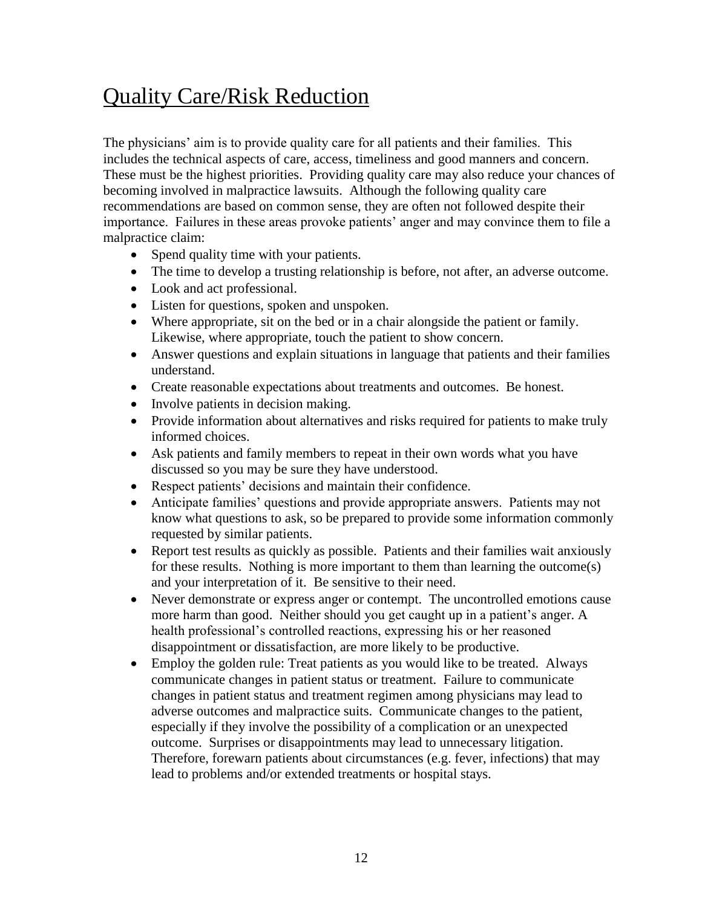# Quality Care/Risk Reduction

The physicians' aim is to provide quality care for all patients and their families. This includes the technical aspects of care, access, timeliness and good manners and concern. These must be the highest priorities. Providing quality care may also reduce your chances of becoming involved in malpractice lawsuits. Although the following quality care recommendations are based on common sense, they are often not followed despite their importance. Failures in these areas provoke patients' anger and may convince them to file a malpractice claim:

- Spend quality time with your patients.
- The time to develop a trusting relationship is before, not after, an adverse outcome.
- Look and act professional.
- Listen for questions, spoken and unspoken.
- Where appropriate, sit on the bed or in a chair alongside the patient or family. Likewise, where appropriate, touch the patient to show concern.
- Answer questions and explain situations in language that patients and their families understand.
- Create reasonable expectations about treatments and outcomes. Be honest.
- Involve patients in decision making.
- Provide information about alternatives and risks required for patients to make truly informed choices.
- Ask patients and family members to repeat in their own words what you have discussed so you may be sure they have understood.
- Respect patients' decisions and maintain their confidence.
- Anticipate families' questions and provide appropriate answers. Patients may not know what questions to ask, so be prepared to provide some information commonly requested by similar patients.
- Report test results as quickly as possible. Patients and their families wait anxiously for these results. Nothing is more important to them than learning the outcome(s) and your interpretation of it. Be sensitive to their need.
- Never demonstrate or express anger or contempt. The uncontrolled emotions cause more harm than good. Neither should you get caught up in a patient's anger. A health professional's controlled reactions, expressing his or her reasoned disappointment or dissatisfaction, are more likely to be productive.
- Employ the golden rule: Treat patients as you would like to be treated. Always communicate changes in patient status or treatment. Failure to communicate changes in patient status and treatment regimen among physicians may lead to adverse outcomes and malpractice suits. Communicate changes to the patient, especially if they involve the possibility of a complication or an unexpected outcome. Surprises or disappointments may lead to unnecessary litigation. Therefore, forewarn patients about circumstances (e.g. fever, infections) that may lead to problems and/or extended treatments or hospital stays.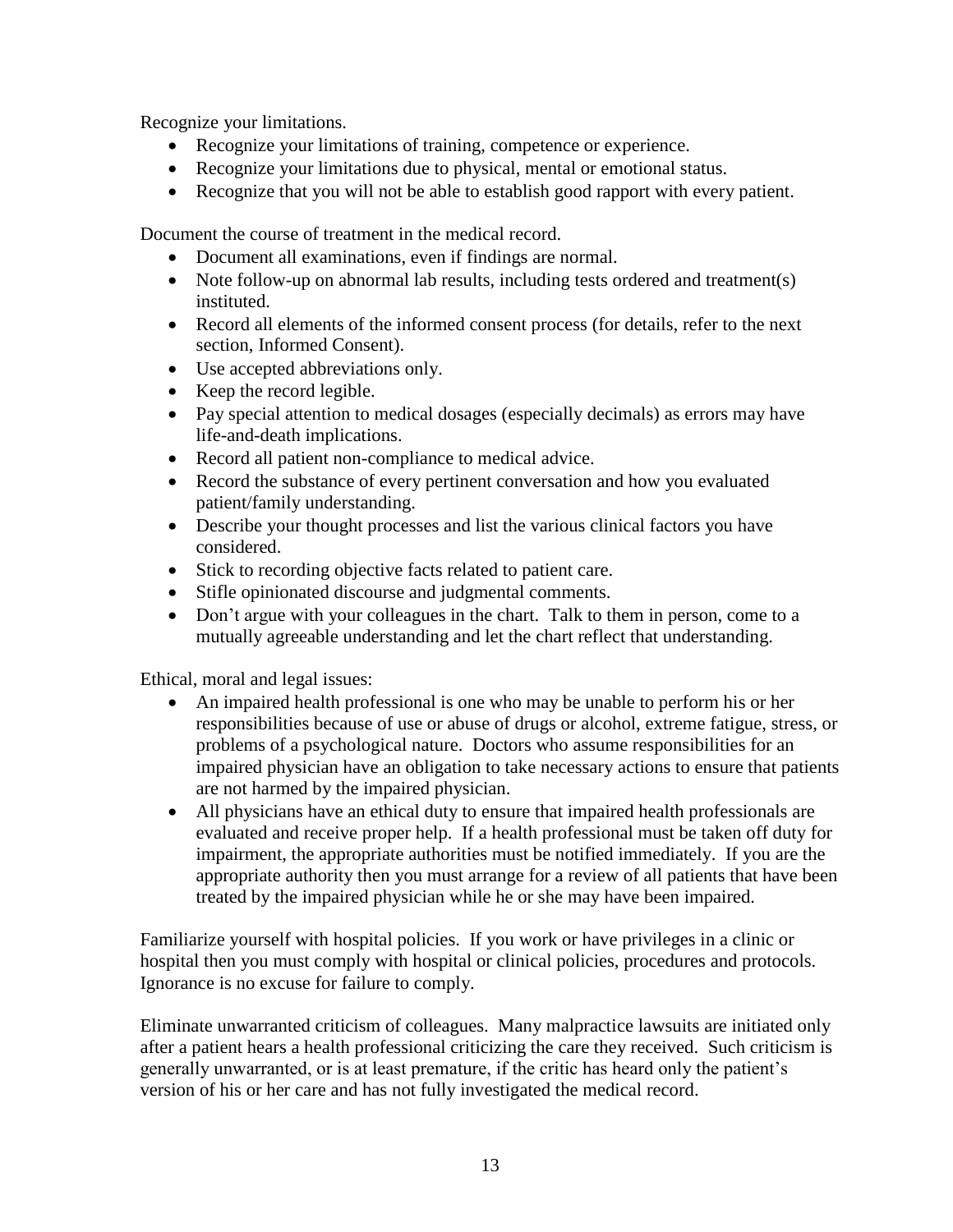Recognize your limitations.

- Recognize your limitations of training, competence or experience.
- Recognize your limitations due to physical, mental or emotional status.
- Recognize that you will not be able to establish good rapport with every patient.

Document the course of treatment in the medical record.

- Document all examinations, even if findings are normal.
- Note follow-up on abnormal lab results, including tests ordered and treatment(s) instituted.
- Record all elements of the informed consent process (for details, refer to the next section, Informed Consent).
- Use accepted abbreviations only.
- Keep the record legible.
- Pay special attention to medical dosages (especially decimals) as errors may have life-and-death implications.
- Record all patient non-compliance to medical advice.
- Record the substance of every pertinent conversation and how you evaluated patient/family understanding.
- Describe your thought processes and list the various clinical factors you have considered.
- Stick to recording objective facts related to patient care.
- Stifle opinionated discourse and judgmental comments.
- Don't argue with your colleagues in the chart. Talk to them in person, come to a mutually agreeable understanding and let the chart reflect that understanding.

Ethical, moral and legal issues:

- An impaired health professional is one who may be unable to perform his or her responsibilities because of use or abuse of drugs or alcohol, extreme fatigue, stress, or problems of a psychological nature. Doctors who assume responsibilities for an impaired physician have an obligation to take necessary actions to ensure that patients are not harmed by the impaired physician.
- All physicians have an ethical duty to ensure that impaired health professionals are evaluated and receive proper help. If a health professional must be taken off duty for impairment, the appropriate authorities must be notified immediately. If you are the appropriate authority then you must arrange for a review of all patients that have been treated by the impaired physician while he or she may have been impaired.

Familiarize yourself with hospital policies. If you work or have privileges in a clinic or hospital then you must comply with hospital or clinical policies, procedures and protocols. Ignorance is no excuse for failure to comply.

Eliminate unwarranted criticism of colleagues. Many malpractice lawsuits are initiated only after a patient hears a health professional criticizing the care they received. Such criticism is generally unwarranted, or is at least premature, if the critic has heard only the patient's version of his or her care and has not fully investigated the medical record.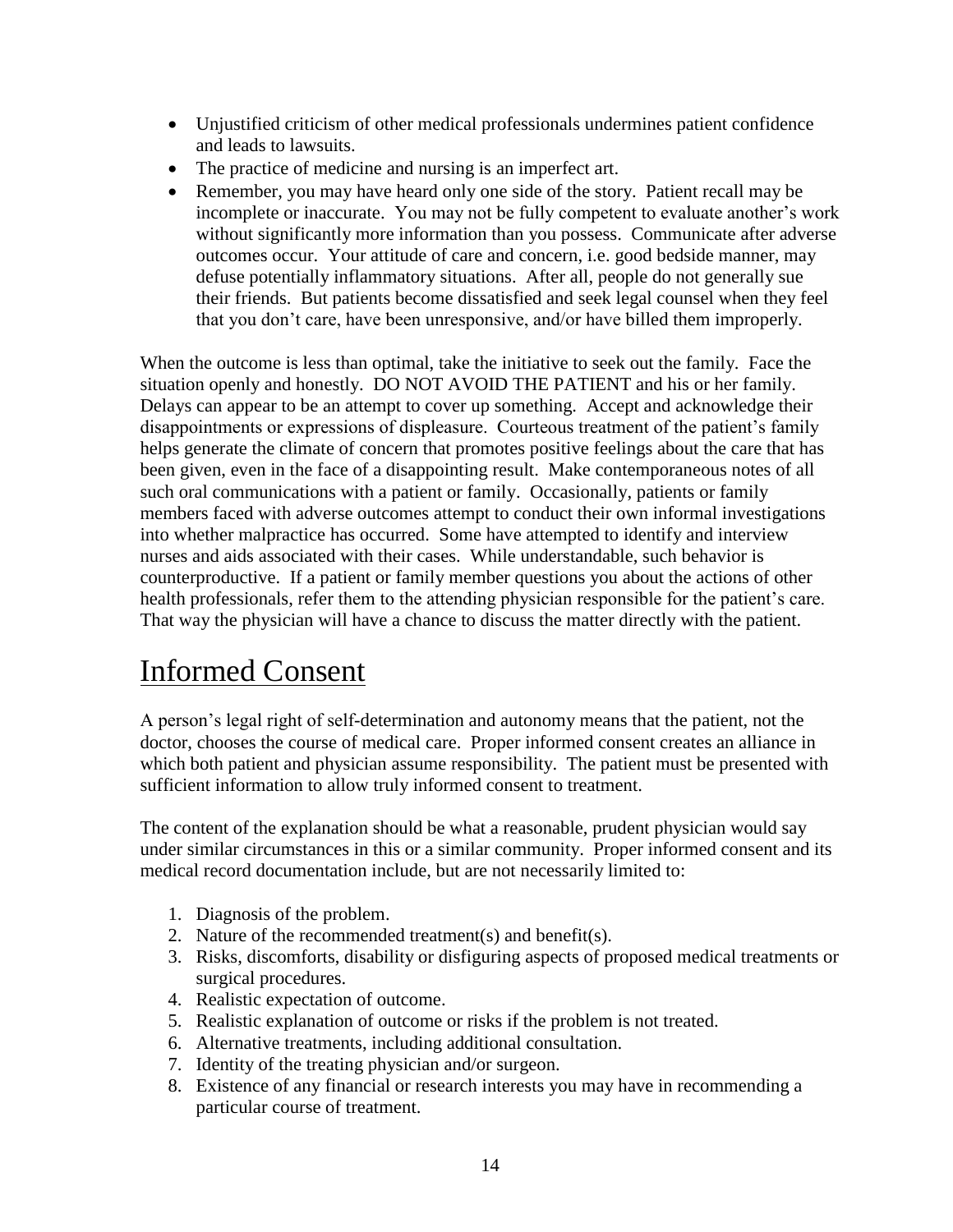- Unjustified criticism of other medical professionals undermines patient confidence and leads to lawsuits.
- The practice of medicine and nursing is an imperfect art.
- Remember, you may have heard only one side of the story. Patient recall may be incomplete or inaccurate. You may not be fully competent to evaluate another's work without significantly more information than you possess. Communicate after adverse outcomes occur. Your attitude of care and concern, i.e. good bedside manner, may defuse potentially inflammatory situations. After all, people do not generally sue their friends. But patients become dissatisfied and seek legal counsel when they feel that you don't care, have been unresponsive, and/or have billed them improperly.

When the outcome is less than optimal, take the initiative to seek out the family. Face the situation openly and honestly. DO NOT AVOID THE PATIENT and his or her family. Delays can appear to be an attempt to cover up something. Accept and acknowledge their disappointments or expressions of displeasure. Courteous treatment of the patient's family helps generate the climate of concern that promotes positive feelings about the care that has been given, even in the face of a disappointing result. Make contemporaneous notes of all such oral communications with a patient or family. Occasionally, patients or family members faced with adverse outcomes attempt to conduct their own informal investigations into whether malpractice has occurred. Some have attempted to identify and interview nurses and aids associated with their cases. While understandable, such behavior is counterproductive. If a patient or family member questions you about the actions of other health professionals, refer them to the attending physician responsible for the patient's care. That way the physician will have a chance to discuss the matter directly with the patient.

# Informed Consent

A person's legal right of self-determination and autonomy means that the patient, not the doctor, chooses the course of medical care. Proper informed consent creates an alliance in which both patient and physician assume responsibility. The patient must be presented with sufficient information to allow truly informed consent to treatment.

The content of the explanation should be what a reasonable, prudent physician would say under similar circumstances in this or a similar community. Proper informed consent and its medical record documentation include, but are not necessarily limited to:

1. Diagnosis of the problem.
2. Nature of the recommended treatment(s) and benefit(s).
3. Risks, discomforts, disability or disfiguring aspects of proposed medical treatments or surgical procedures.
4. Realistic expectation of outcome.
5. Realistic explanation of outcome or risks if the problem is not treated.
6. Alternative treatments, including additional consultation.
7. Identity of the treating physician and/or surgeon.
8. Existence of any financial or research interests you may have in recommending a particular course of treatment.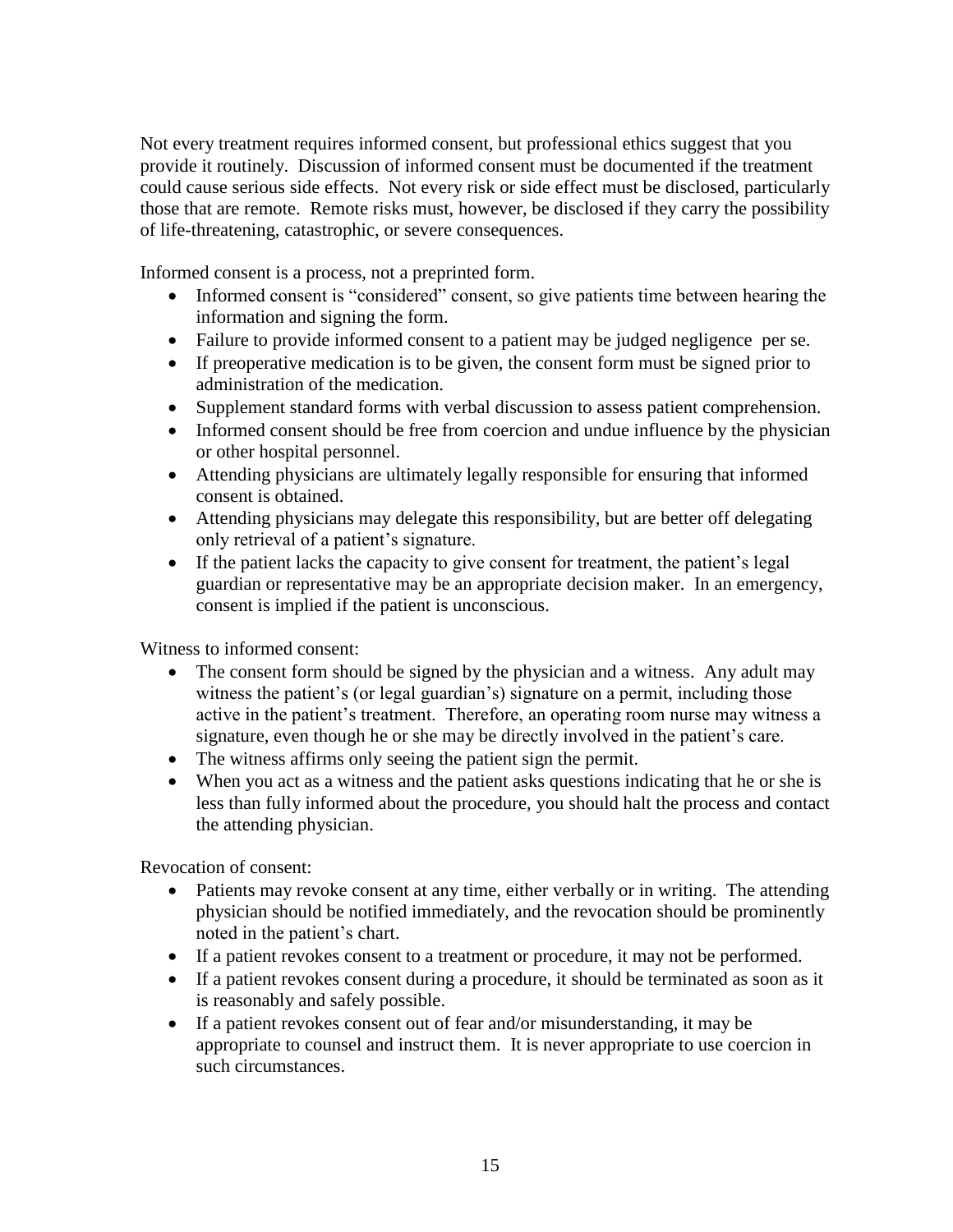Not every treatment requires informed consent, but professional ethics suggest that you provide it routinely. Discussion of informed consent must be documented if the treatment could cause serious side effects. Not every risk or side effect must be disclosed, particularly those that are remote. Remote risks must, however, be disclosed if they carry the possibility of life-threatening, catastrophic, or severe consequences.

Informed consent is a process, not a preprinted form.

- Informed consent is "considered" consent, so give patients time between hearing the information and signing the form.
- Failure to provide informed consent to a patient may be judged negligence per se.
- If preoperative medication is to be given, the consent form must be signed prior to administration of the medication.
- Supplement standard forms with verbal discussion to assess patient comprehension.
- Informed consent should be free from coercion and undue influence by the physician or other hospital personnel.
- Attending physicians are ultimately legally responsible for ensuring that informed consent is obtained.
- Attending physicians may delegate this responsibility, but are better off delegating only retrieval of a patient's signature.
- If the patient lacks the capacity to give consent for treatment, the patient's legal guardian or representative may be an appropriate decision maker. In an emergency, consent is implied if the patient is unconscious.

Witness to informed consent:

- The consent form should be signed by the physician and a witness. Any adult may witness the patient's (or legal guardian's) signature on a permit, including those active in the patient's treatment. Therefore, an operating room nurse may witness a signature, even though he or she may be directly involved in the patient's care.
- The witness affirms only seeing the patient sign the permit.
- When you act as a witness and the patient asks questions indicating that he or she is less than fully informed about the procedure, you should halt the process and contact the attending physician.

Revocation of consent:

- Patients may revoke consent at any time, either verbally or in writing. The attending physician should be notified immediately, and the revocation should be prominently noted in the patient's chart.
- If a patient revokes consent to a treatment or procedure, it may not be performed.
- If a patient revokes consent during a procedure, it should be terminated as soon as it is reasonably and safely possible.
- If a patient revokes consent out of fear and/or misunderstanding, it may be appropriate to counsel and instruct them. It is never appropriate to use coercion in such circumstances.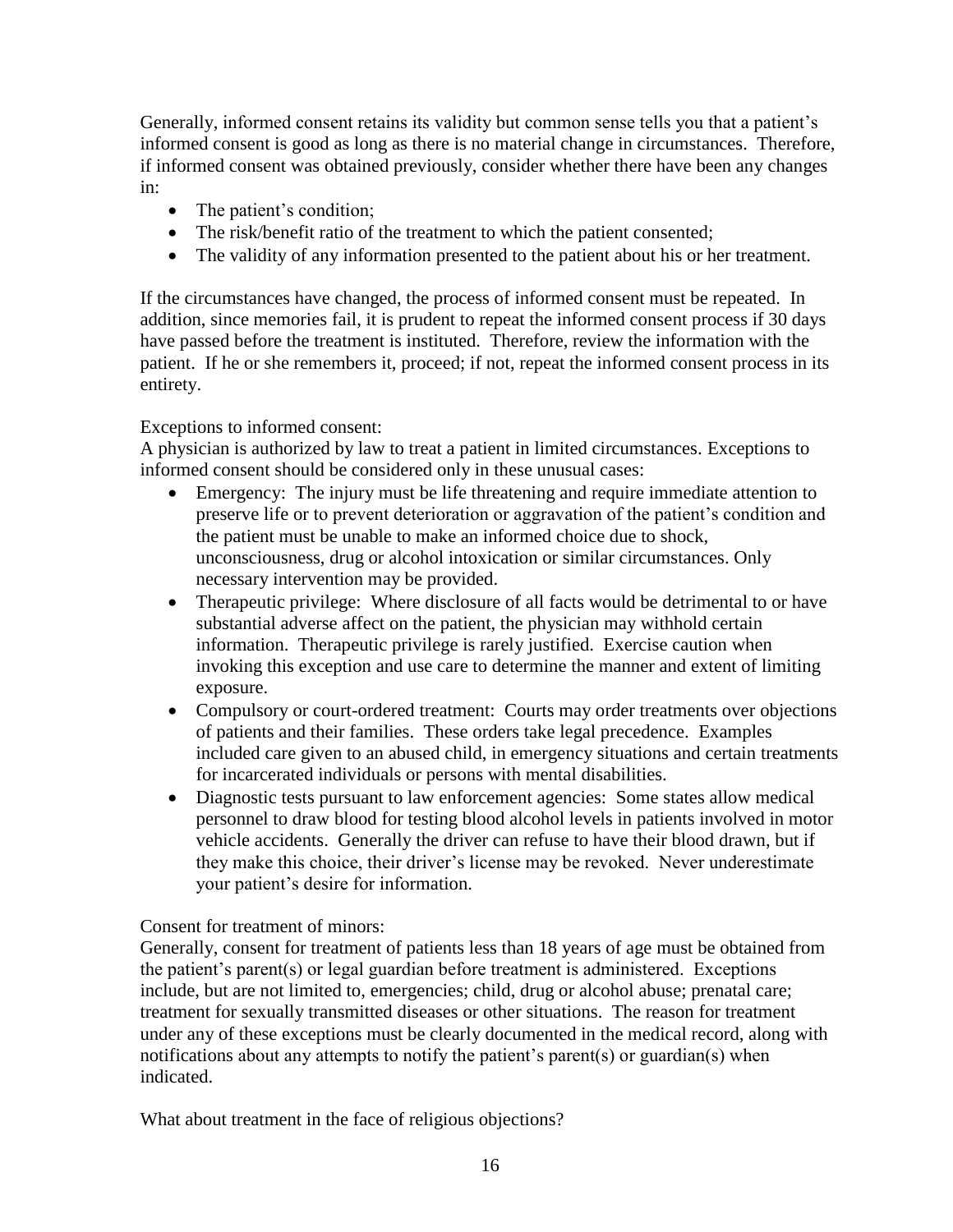Generally, informed consent retains its validity but common sense tells you that a patient's informed consent is good as long as there is no material change in circumstances. Therefore, if informed consent was obtained previously, consider whether there have been any changes in:

- The patient's condition;
- The risk/benefit ratio of the treatment to which the patient consented;
- The validity of any information presented to the patient about his or her treatment.

If the circumstances have changed, the process of informed consent must be repeated. In addition, since memories fail, it is prudent to repeat the informed consent process if 30 days have passed before the treatment is instituted. Therefore, review the information with the patient. If he or she remembers it, proceed; if not, repeat the informed consent process in its entirety.

Exceptions to informed consent:
A physician is authorized by law to treat a patient in limited circumstances. Exceptions to informed consent should be considered only in these unusual cases:

- Emergency: The injury must be life threatening and require immediate attention to preserve life or to prevent deterioration or aggravation of the patient's condition and the patient must be unable to make an informed choice due to shock, unconsciousness, drug or alcohol intoxication or similar circumstances. Only necessary intervention may be provided.
- Therapeutic privilege: Where disclosure of all facts would be detrimental to or have substantial adverse affect on the patient, the physician may withhold certain information. Therapeutic privilege is rarely justified. Exercise caution when invoking this exception and use care to determine the manner and extent of limiting exposure.
- Compulsory or court-ordered treatment: Courts may order treatments over objections of patients and their families. These orders take legal precedence. Examples included care given to an abused child, in emergency situations and certain treatments for incarcerated individuals or persons with mental disabilities.
- Diagnostic tests pursuant to law enforcement agencies: Some states allow medical personnel to draw blood for testing blood alcohol levels in patients involved in motor vehicle accidents. Generally the driver can refuse to have their blood drawn, but if they make this choice, their driver's license may be revoked. Never underestimate your patient's desire for information.

Consent for treatment of minors:
Generally, consent for treatment of patients less than 18 years of age must be obtained from the patient's parent(s) or legal guardian before treatment is administered. Exceptions include, but are not limited to, emergencies; child, drug or alcohol abuse; prenatal care; treatment for sexually transmitted diseases or other situations. The reason for treatment under any of these exceptions must be clearly documented in the medical record, along with notifications about any attempts to notify the patient's parent(s) or guardian(s) when indicated.

What about treatment in the face of religious objections?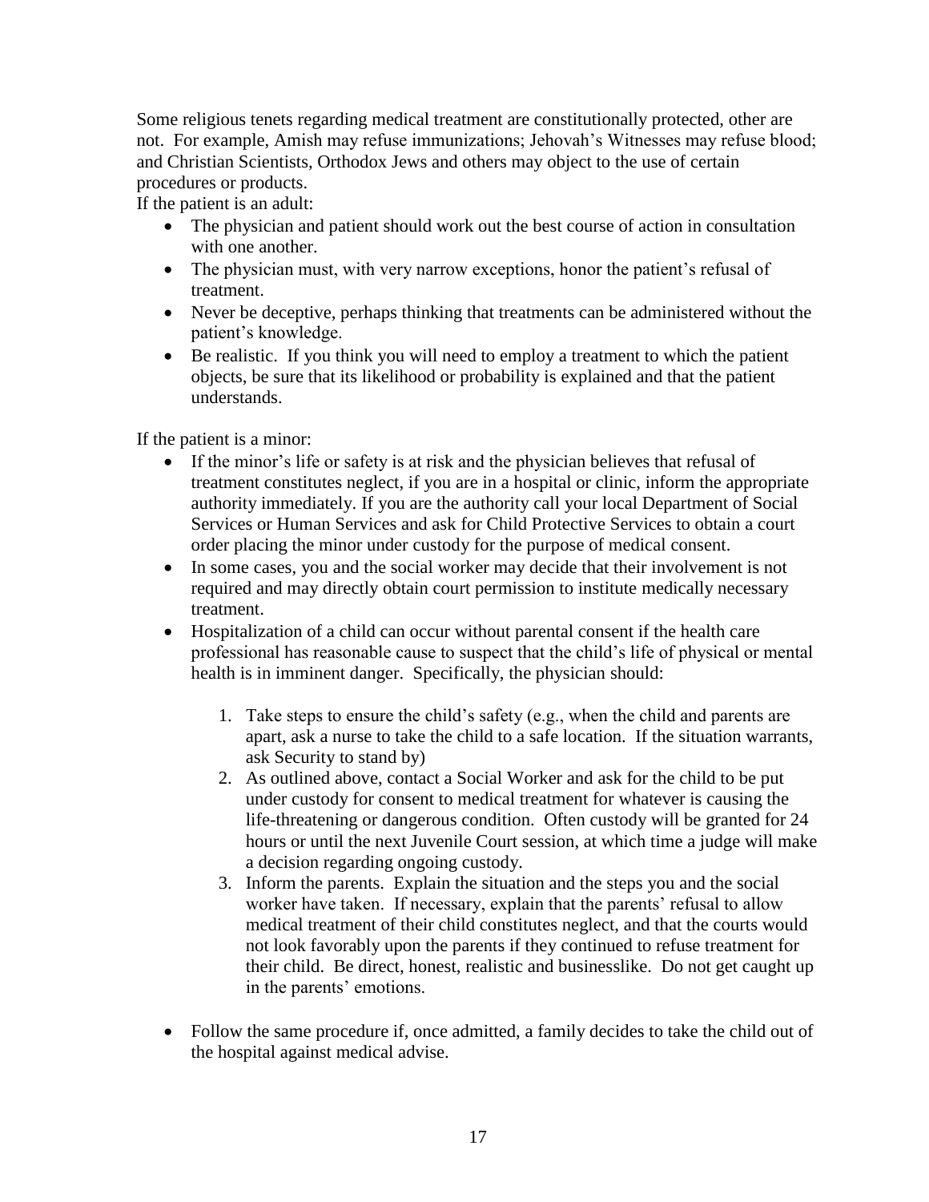Some religious tenets regarding medical treatment are constitutionally protected, other are not. For example, Amish may refuse immunizations; Jehovah's Witnesses may refuse blood; and Christian Scientists, Orthodox Jews and others may object to the use of certain procedures or products.

If the patient is an adult:

- The physician and patient should work out the best course of action in consultation with one another.
- The physician must, with very narrow exceptions, honor the patient's refusal of treatment.
- Never be deceptive, perhaps thinking that treatments can be administered without the patient's knowledge.
- Be realistic. If you think you will need to employ a treatment to which the patient objects, be sure that its likelihood or probability is explained and that the patient understands.

If the patient is a minor:

- If the minor's life or safety is at risk and the physician believes that refusal of treatment constitutes neglect, if you are in a hospital or clinic, inform the appropriate authority immediately. If you are the authority call your local Department of Social Services or Human Services and ask for Child Protective Services to obtain a court order placing the minor under custody for the purpose of medical consent.
- In some cases, you and the social worker may decide that their involvement is not required and may directly obtain court permission to institute medically necessary treatment.
- Hospitalization of a child can occur without parental consent if the health care professional has reasonable cause to suspect that the child's life of physical or mental health is in imminent danger. Specifically, the physician should:

    1. Take steps to ensure the child's safety (e.g., when the child and parents are apart, ask a nurse to take the child to a safe location. If the situation warrants, ask Security to stand by)
    2. As outlined above, contact a Social Worker and ask for the child to be put under custody for consent to medical treatment for whatever is causing the life-threatening or dangerous condition. Often custody will be granted for 24 hours or until the next Juvenile Court session, at which time a judge will make a decision regarding ongoing custody.
    3. Inform the parents. Explain the situation and the steps you and the social worker have taken. If necessary, explain that the parents' refusal to allow medical treatment of their child constitutes neglect, and that the courts would not look favorably upon the parents if they continued to refuse treatment for their child. Be direct, honest, realistic and businesslike. Do not get caught up in the parents' emotions.

- Follow the same procedure if, once admitted, a family decides to take the child out of the hospital against medical advise.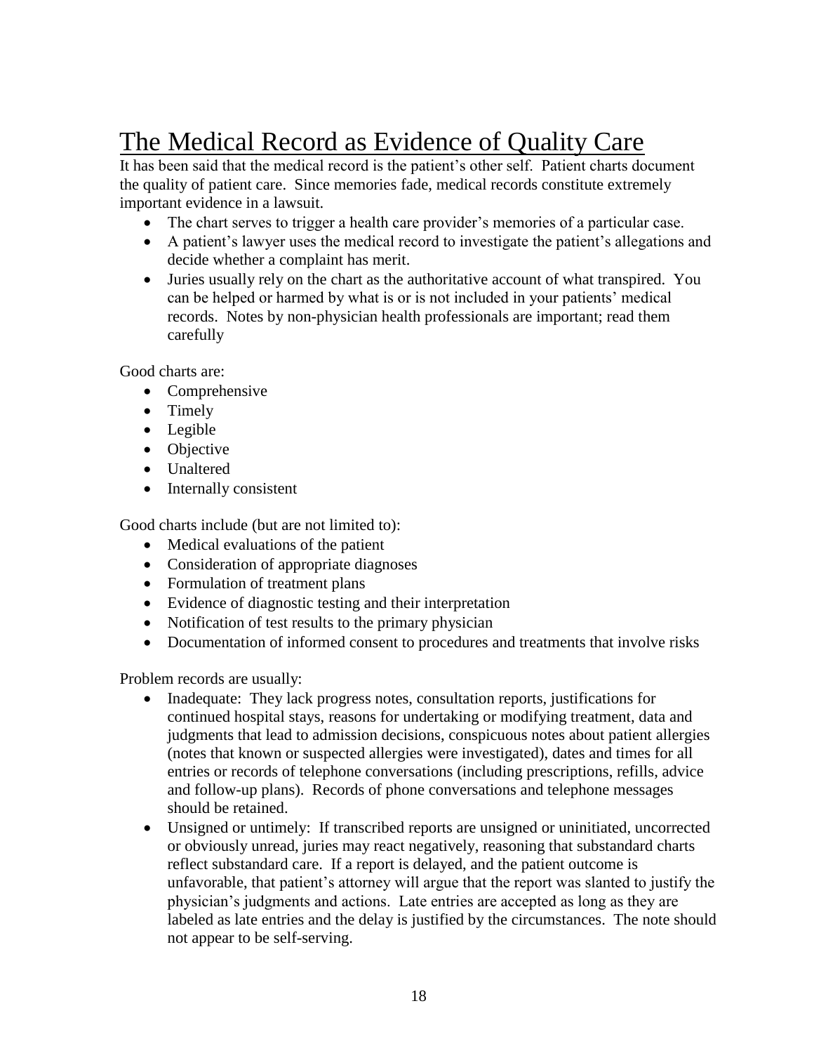# The Medical Record as Evidence of Quality Care

It has been said that the medical record is the patient's other self. Patient charts document the quality of patient care. Since memories fade, medical records constitute extremely important evidence in a lawsuit.

- The chart serves to trigger a health care provider's memories of a particular case.
- A patient's lawyer uses the medical record to investigate the patient's allegations and decide whether a complaint has merit.
- Juries usually rely on the chart as the authoritative account of what transpired. You can be helped or harmed by what is or is not included in your patients' medical records. Notes by non-physician health professionals are important; read them carefully

Good charts are:

- Comprehensive
- Timely
- Legible
- Objective
- Unaltered
- Internally consistent

Good charts include (but are not limited to):

- Medical evaluations of the patient
- Consideration of appropriate diagnoses
- Formulation of treatment plans
- Evidence of diagnostic testing and their interpretation
- Notification of test results to the primary physician
- Documentation of informed consent to procedures and treatments that involve risks

Problem records are usually:

- Inadequate: They lack progress notes, consultation reports, justifications for continued hospital stays, reasons for undertaking or modifying treatment, data and judgments that lead to admission decisions, conspicuous notes about patient allergies (notes that known or suspected allergies were investigated), dates and times for all entries or records of telephone conversations (including prescriptions, refills, advice and follow-up plans). Records of phone conversations and telephone messages should be retained.
- Unsigned or untimely: If transcribed reports are unsigned or uninitiated, uncorrected or obviously unread, juries may react negatively, reasoning that substandard charts reflect substandard care. If a report is delayed, and the patient outcome is unfavorable, that patient's attorney will argue that the report was slanted to justify the physician's judgments and actions. Late entries are accepted as long as they are labeled as late entries and the delay is justified by the circumstances. The note should not appear to be self-serving.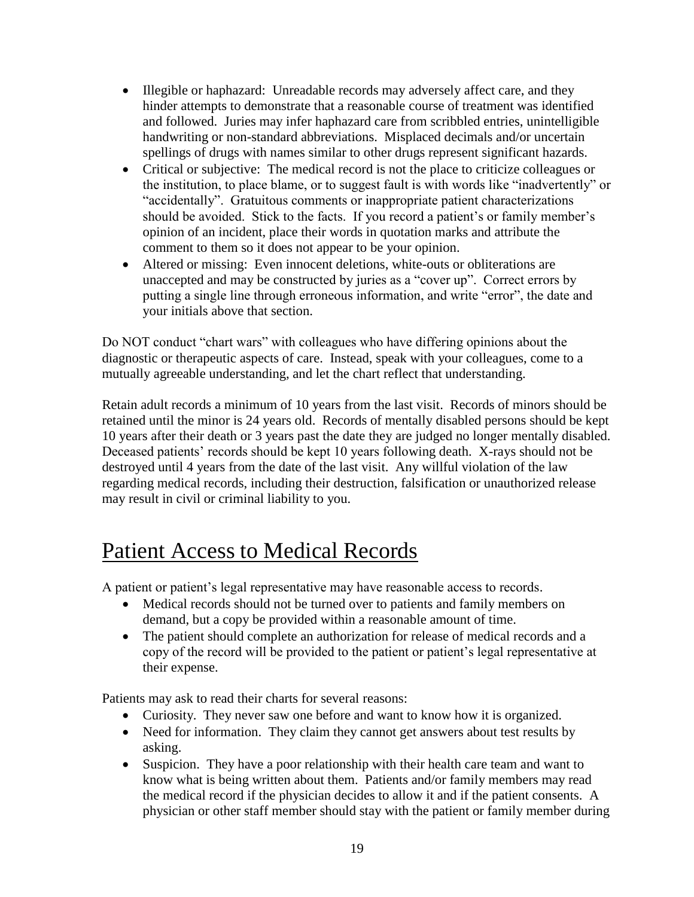- Illegible or haphazard: Unreadable records may adversely affect care, and they hinder attempts to demonstrate that a reasonable course of treatment was identified and followed. Juries may infer haphazard care from scribbled entries, unintelligible handwriting or non-standard abbreviations. Misplaced decimals and/or uncertain spellings of drugs with names similar to other drugs represent significant hazards.
- Critical or subjective: The medical record is not the place to criticize colleagues or the institution, to place blame, or to suggest fault is with words like "inadvertently" or "accidentally". Gratuitous comments or inappropriate patient characterizations should be avoided. Stick to the facts. If you record a patient's or family member's opinion of an incident, place their words in quotation marks and attribute the comment to them so it does not appear to be your opinion.
- Altered or missing: Even innocent deletions, white-outs or obliterations are unaccepted and may be constructed by juries as a "cover up". Correct errors by putting a single line through erroneous information, and write "error", the date and your initials above that section.

Do NOT conduct "chart wars" with colleagues who have differing opinions about the diagnostic or therapeutic aspects of care. Instead, speak with your colleagues, come to a mutually agreeable understanding, and let the chart reflect that understanding.

Retain adult records a minimum of 10 years from the last visit. Records of minors should be retained until the minor is 24 years old. Records of mentally disabled persons should be kept 10 years after their death or 3 years past the date they are judged no longer mentally disabled. Deceased patients' records should be kept 10 years following death. X-rays should not be destroyed until 4 years from the date of the last visit. Any willful violation of the law regarding medical records, including their destruction, falsification or unauthorized release may result in civil or criminal liability to you.

# Patient Access to Medical Records

A patient or patient's legal representative may have reasonable access to records.

- Medical records should not be turned over to patients and family members on demand, but a copy be provided within a reasonable amount of time.
- The patient should complete an authorization for release of medical records and a copy of the record will be provided to the patient or patient's legal representative at their expense.

Patients may ask to read their charts for several reasons:

- Curiosity. They never saw one before and want to know how it is organized.
- Need for information. They claim they cannot get answers about test results by asking.
- Suspicion. They have a poor relationship with their health care team and want to know what is being written about them. Patients and/or family members may read the medical record if the physician decides to allow it and if the patient consents. A physician or other staff member should stay with the patient or family member during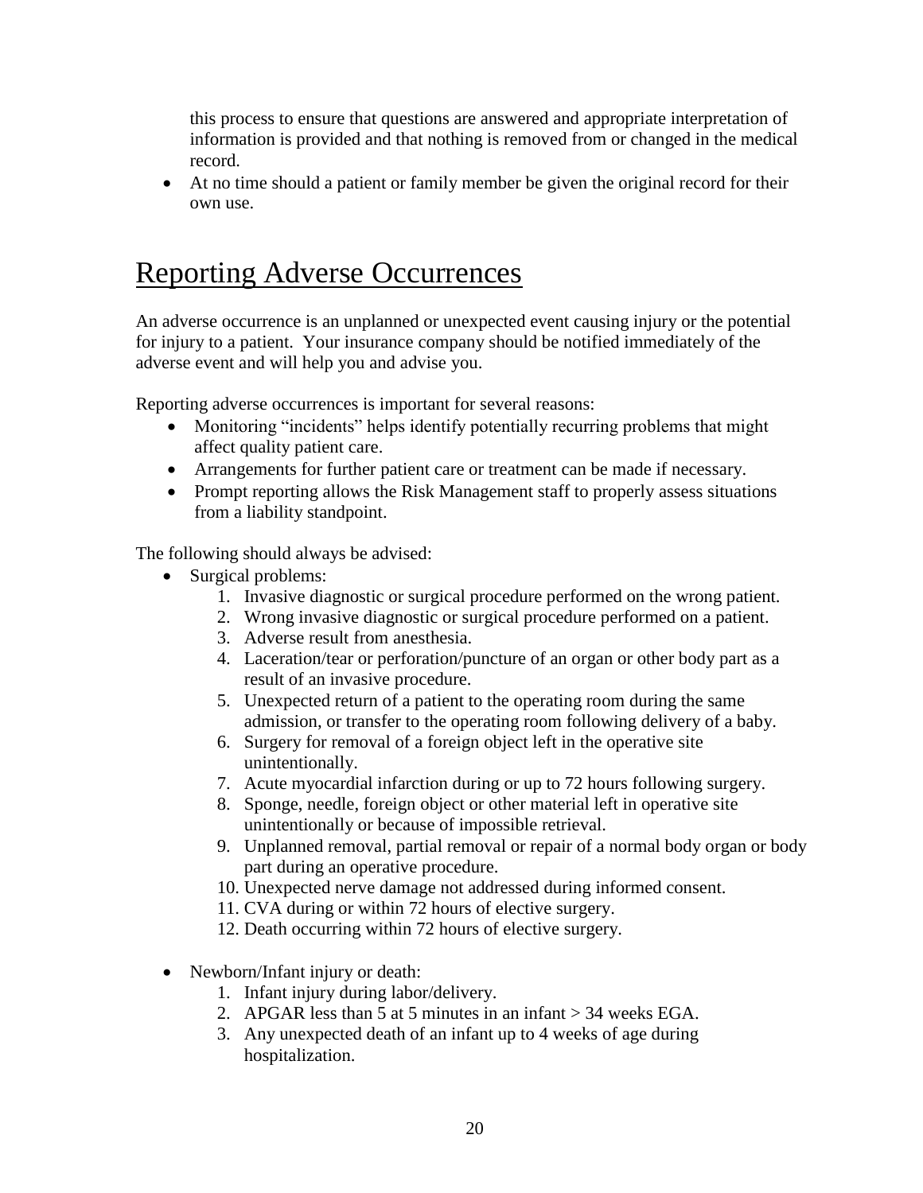this process to ensure that questions are answered and appropriate interpretation of information is provided and that nothing is removed from or changed in the medical record.

- At no time should a patient or family member be given the original record for their own use.

# Reporting Adverse Occurrences

An adverse occurrence is an unplanned or unexpected event causing injury or the potential for injury to a patient. Your insurance company should be notified immediately of the adverse event and will help you and advise you.

Reporting adverse occurrences is important for several reasons:

- Monitoring "incidents" helps identify potentially recurring problems that might affect quality patient care.
- Arrangements for further patient care or treatment can be made if necessary.
- Prompt reporting allows the Risk Management staff to properly assess situations from a liability standpoint.

The following should always be advised:

- Surgical problems:
    1. Invasive diagnostic or surgical procedure performed on the wrong patient.
    2. Wrong invasive diagnostic or surgical procedure performed on a patient.
    3. Adverse result from anesthesia.
    4. Laceration/tear or perforation/puncture of an organ or other body part as a result of an invasive procedure.
    5. Unexpected return of a patient to the operating room during the same admission, or transfer to the operating room following delivery of a baby.
    6. Surgery for removal of a foreign object left in the operative site unintentionally.
    7. Acute myocardial infarction during or up to 72 hours following surgery.
    8. Sponge, needle, foreign object or other material left in operative site unintentionally or because of impossible retrieval.
    9. Unplanned removal, partial removal or repair of a normal body organ or body part during an operative procedure.
    10. Unexpected nerve damage not addressed during informed consent.
    11. CVA during or within 72 hours of elective surgery.
    12. Death occurring within 72 hours of elective surgery.

- Newborn/Infant injury or death:
    1. Infant injury during labor/delivery.
    2. APGAR less than 5 at 5 minutes in an infant > 34 weeks EGA.
    3. Any unexpected death of an infant up to 4 weeks of age during hospitalization.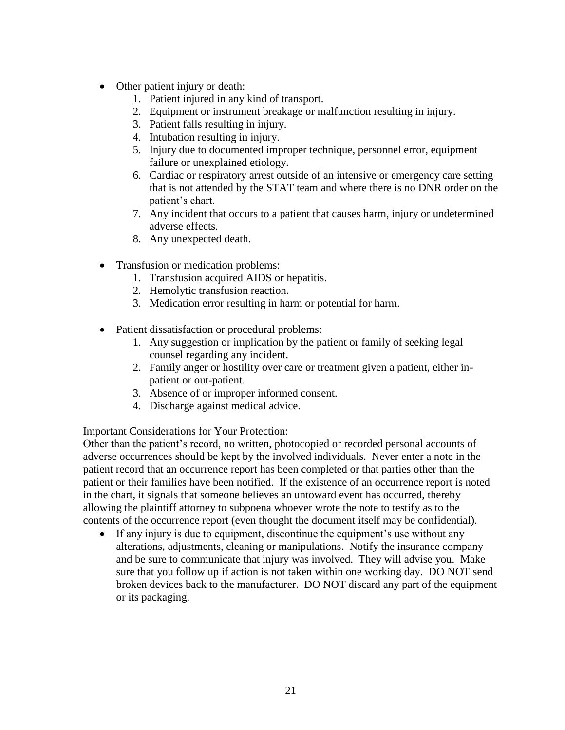- Other patient injury or death:
    1. Patient injured in any kind of transport.
    2. Equipment or instrument breakage or malfunction resulting in injury.
    3. Patient falls resulting in injury.
    4. Intubation resulting in injury.
    5. Injury due to documented improper technique, personnel error, equipment failure or unexplained etiology.
    6. Cardiac or respiratory arrest outside of an intensive or emergency care setting that is not attended by the STAT team and where there is no DNR order on the patient's chart.
    7. Any incident that occurs to a patient that causes harm, injury or undetermined adverse effects.
    8. Any unexpected death.

- Transfusion or medication problems:
    1. Transfusion acquired AIDS or hepatitis.
    2. Hemolytic transfusion reaction.
    3. Medication error resulting in harm or potential for harm.

- Patient dissatisfaction or procedural problems:
    1. Any suggestion or implication by the patient or family of seeking legal counsel regarding any incident.
    2. Family anger or hostility over care or treatment given a patient, either in-patient or out-patient.
    3. Absence of or improper informed consent.
    4. Discharge against medical advice.

Important Considerations for Your Protection:

Other than the patient's record, no written, photocopied or recorded personal accounts of adverse occurrences should be kept by the involved individuals. Never enter a note in the patient record that an occurrence report has been completed or that parties other than the patient or their families have been notified. If the existence of an occurrence report is noted in the chart, it signals that someone believes an untoward event has occurred, thereby allowing the plaintiff attorney to subpoena whoever wrote the note to testify as to the contents of the occurrence report (even thought the document itself may be confidential).

- If any injury is due to equipment, discontinue the equipment's use without any alterations, adjustments, cleaning or manipulations. Notify the insurance company and be sure to communicate that injury was involved. They will advise you. Make sure that you follow up if action is not taken within one working day. DO NOT send broken devices back to the manufacturer. DO NOT discard any part of the equipment or its packaging.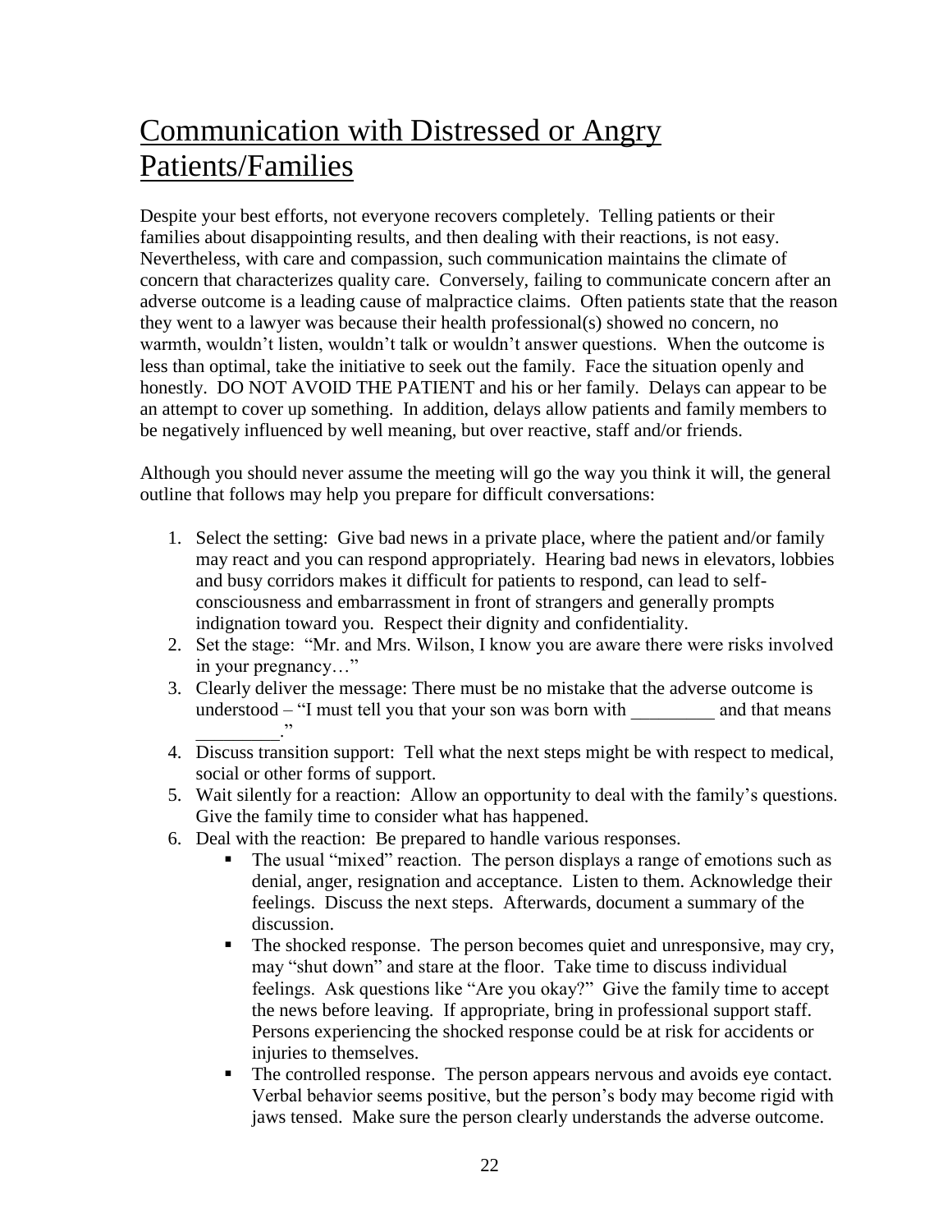# Communication with Distressed or Angry Patients/Families

Despite your best efforts, not everyone recovers completely. Telling patients or their families about disappointing results, and then dealing with their reactions, is not easy. Nevertheless, with care and compassion, such communication maintains the climate of concern that characterizes quality care. Conversely, failing to communicate concern after an adverse outcome is a leading cause of malpractice claims. Often patients state that the reason they went to a lawyer was because their health professional(s) showed no concern, no warmth, wouldn't listen, wouldn't talk or wouldn't answer questions. When the outcome is less than optimal, take the initiative to seek out the family. Face the situation openly and honestly. DO NOT AVOID THE PATIENT and his or her family. Delays can appear to be an attempt to cover up something. In addition, delays allow patients and family members to be negatively influenced by well meaning, but over reactive, staff and/or friends.

Although you should never assume the meeting will go the way you think it will, the general outline that follows may help you prepare for difficult conversations:

1. Select the setting: Give bad news in a private place, where the patient and/or family may react and you can respond appropriately. Hearing bad news in elevators, lobbies and busy corridors makes it difficult for patients to respond, can lead to self-consciousness and embarrassment in front of strangers and generally prompts indignation toward you. Respect their dignity and confidentiality.
2. Set the stage: "Mr. and Mrs. Wilson, I know you are aware there were risks involved in your pregnancy…"
3. Clearly deliver the message: There must be no mistake that the adverse outcome is understood – "I must tell you that your son was born with _________ and that means _________."
4. Discuss transition support: Tell what the next steps might be with respect to medical, social or other forms of support.
5. Wait silently for a reaction: Allow an opportunity to deal with the family's questions. Give the family time to consider what has happened.
6. Deal with the reaction: Be prepared to handle various responses.
   - The usual "mixed" reaction. The person displays a range of emotions such as denial, anger, resignation and acceptance. Listen to them. Acknowledge their feelings. Discuss the next steps. Afterwards, document a summary of the discussion.
   - The shocked response. The person becomes quiet and unresponsive, may cry, may "shut down" and stare at the floor. Take time to discuss individual feelings. Ask questions like "Are you okay?" Give the family time to accept the news before leaving. If appropriate, bring in professional support staff. Persons experiencing the shocked response could be at risk for accidents or injuries to themselves.
   - The controlled response. The person appears nervous and avoids eye contact. Verbal behavior seems positive, but the person's body may become rigid with jaws tensed. Make sure the person clearly understands the adverse outcome.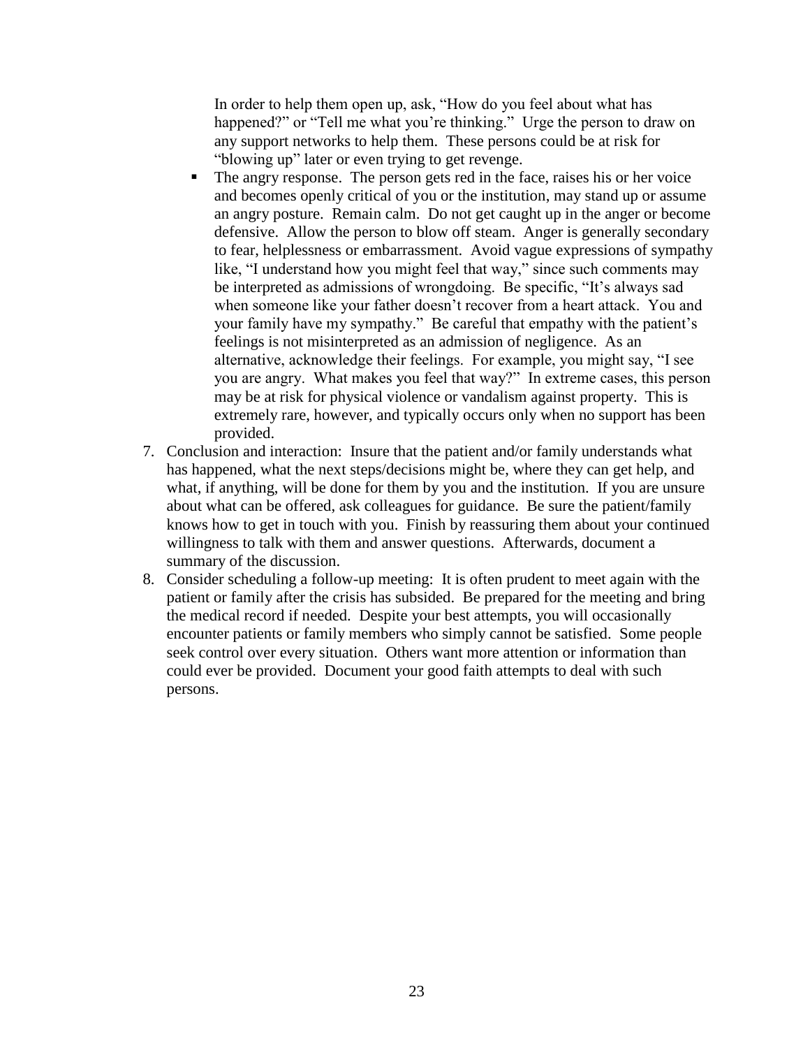In order to help them open up, ask, "How do you feel about what has happened?" or "Tell me what you're thinking." Urge the person to draw on any support networks to help them. These persons could be at risk for "blowing up" later or even trying to get revenge.

- The angry response. The person gets red in the face, raises his or her voice and becomes openly critical of you or the institution, may stand up or assume an angry posture. Remain calm. Do not get caught up in the anger or become defensive. Allow the person to blow off steam. Anger is generally secondary to fear, helplessness or embarrassment. Avoid vague expressions of sympathy like, "I understand how you might feel that way," since such comments may be interpreted as admissions of wrongdoing. Be specific, "It's always sad when someone like your father doesn't recover from a heart attack. You and your family have my sympathy." Be careful that empathy with the patient's feelings is not misinterpreted as an admission of negligence. As an alternative, acknowledge their feelings. For example, you might say, "I see you are angry. What makes you feel that way?" In extreme cases, this person may be at risk for physical violence or vandalism against property. This is extremely rare, however, and typically occurs only when no support has been provided.

7. Conclusion and interaction: Insure that the patient and/or family understands what has happened, what the next steps/decisions might be, where they can get help, and what, if anything, will be done for them by you and the institution. If you are unsure about what can be offered, ask colleagues for guidance. Be sure the patient/family knows how to get in touch with you. Finish by reassuring them about your continued willingness to talk with them and answer questions. Afterwards, document a summary of the discussion.
8. Consider scheduling a follow-up meeting: It is often prudent to meet again with the patient or family after the crisis has subsided. Be prepared for the meeting and bring the medical record if needed. Despite your best attempts, you will occasionally encounter patients or family members who simply cannot be satisfied. Some people seek control over every situation. Others want more attention or information than could ever be provided. Document your good faith attempts to deal with such persons.